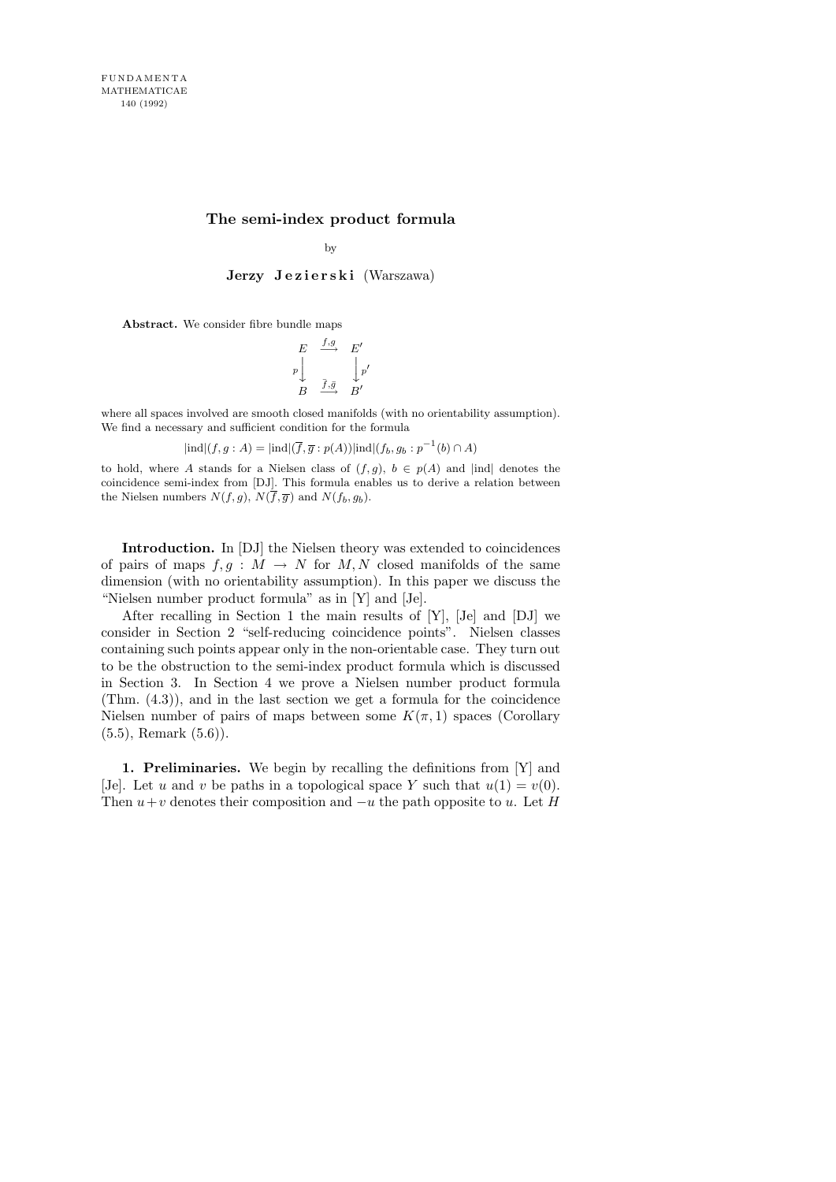FUNDAMENTA MATHEMATICAE 140 (1992)

# The semi-index product formula

by

**Jerzy Jezierski** (Warszawa)

**Abstract.** We consider fibre bundle maps

$$\begin{array}{ccc} E & \xrightarrow{f,g} & E' \\ {\scriptstyle p}\downarrow & & \downarrow{\scriptstyle p'} \\ B & \xrightarrow{\bar{f},\bar{g}} & B' \end{array}$$

where all spaces involved are smooth closed manifolds (with no orientability assumption). We find a necessary and sufficient condition for the formula

$$|\mathrm{ind}|(f,g:A) = |\mathrm{ind}|(\overline{f},\overline{g}:p(A))|\mathrm{ind}|(f_b,g_b:p^{-1}(b)\cap A)$$

to hold, where $A$ stands for a Nielsen class of $(f,g)$, $b \in p(A)$ and $|\mathrm{ind}|$ denotes the coincidence semi-index from [DJ]. This formula enables us to derive a relation between the Nielsen numbers $N(f,g)$, $N(\overline{f},\overline{g})$ and $N(f_b,g_b)$.

**Introduction.** In [DJ] the Nielsen theory was extended to coincidences of pairs of maps $f,g:M\to N$ for $M,N$ closed manifolds of the same dimension (with no orientability assumption). In this paper we discuss the "Nielsen number product formula" as in [Y] and [Je].

After recalling in Section 1 the main results of [Y], [Je] and [DJ] we consider in Section 2 "self-reducing coincidence points". Nielsen classes containing such points appear only in the non-orientable case. They turn out to be the obstruction to the semi-index product formula which is discussed in Section 3. In Section 4 we prove a Nielsen number product formula (Thm. (4.3)), and in the last section we get a formula for the coincidence Nielsen number of pairs of maps between some $K(\pi,1)$ spaces (Corollary (5.5), Remark (5.6)).

**1. Preliminaries.** We begin by recalling the definitions from [Y] and [Je]. Let $u$ and $v$ be paths in a topological space $Y$ such that $u(1)=v(0)$. Then $u+v$ denotes their composition and $-u$ the path opposite to $u$. Let $H$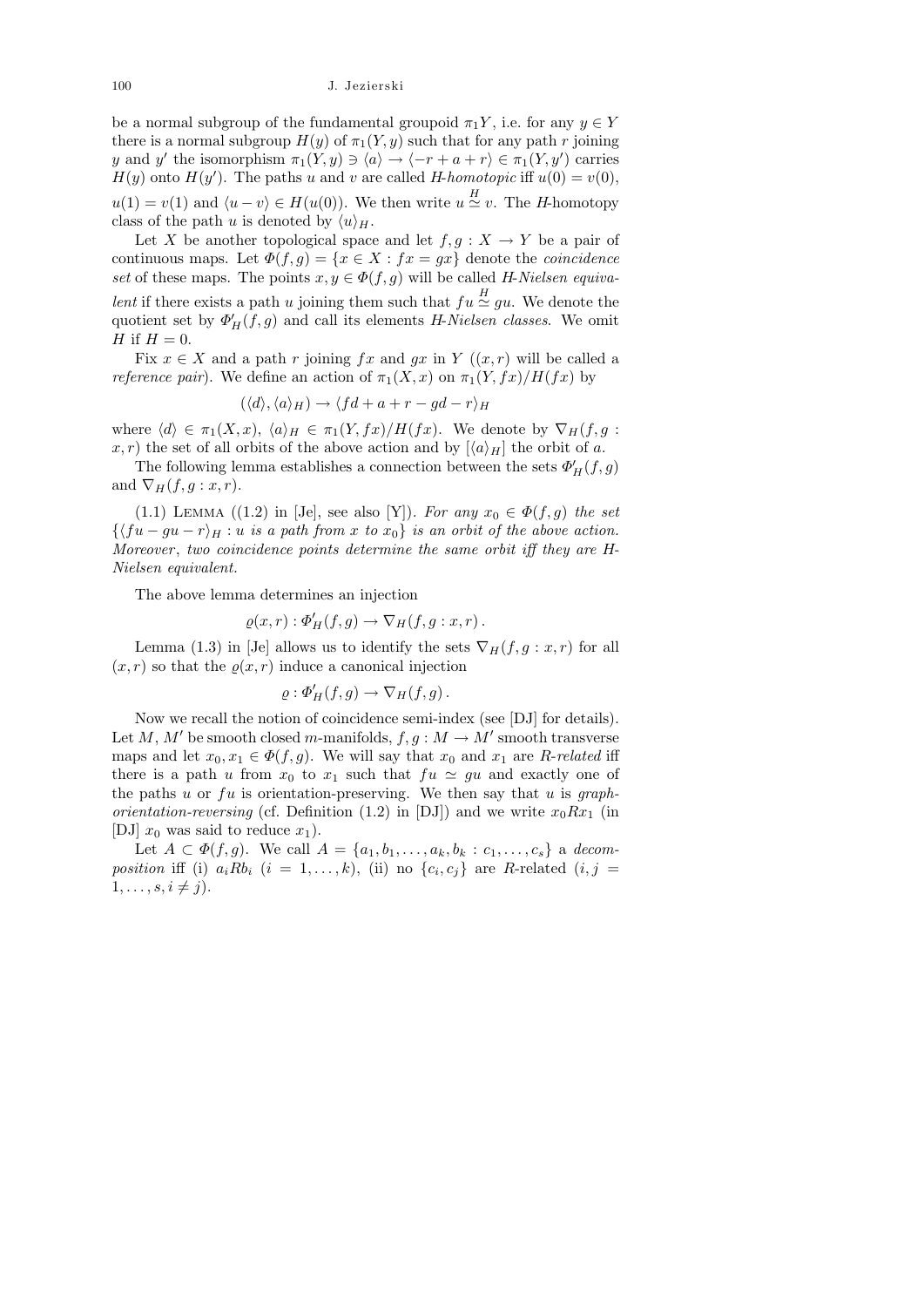be a normal subgroup of the fundamental groupoid $\pi_1 Y$, i.e. for any $y \in Y$ there is a normal subgroup $H(y)$ of $\pi_1(Y,y)$ such that for any path $r$ joining $y$ and $y'$ the isomorphism $\pi_1(Y,y) \ni \langle a \rangle \to \langle -r+a+r \rangle \in \pi_1(Y,y')$ carries $H(y)$ onto $H(y')$. The paths $u$ and $v$ are called *H-homotopic* iff $u(0)=v(0)$, $u(1)=v(1)$ and $\langle u-v \rangle \in H(u(0))$. We then write $u \overset{H}{\simeq} v$. The *H*-homotopy class of the path $u$ is denoted by $\langle u \rangle_H$.

Let $X$ be another topological space and let $f,g : X \to Y$ be a pair of continuous maps. Let $\Phi(f,g) = \{x \in X : fx = gx\}$ denote the *coincidence set* of these maps. The points $x,y \in \Phi(f,g)$ will be called *H-Nielsen equivalent* if there exists a path $u$ joining them such that $fu \overset{H}{\simeq} gu$. We denote the quotient set by $\Phi'_H(f,g)$ and call its elements *H-Nielsen classes*. We omit $H$ if $H=0$.

Fix $x \in X$ and a path $r$ joining $fx$ and $gx$ in $Y$ ($(x,r)$ will be called a *reference pair*). We define an action of $\pi_1(X,x)$ on $\pi_1(Y,fx)/H(fx)$ by

$$(\langle d \rangle, \langle a \rangle_H) \to \langle fd + a + r - gd - r \rangle_H$$

where $\langle d \rangle \in \pi_1(X,x)$, $\langle a \rangle_H \in \pi_1(Y,fx)/H(fx)$. We denote by $\nabla_H(f,g : x,r)$ the set of all orbits of the above action and by $[\langle a \rangle_H]$ the orbit of $a$.

The following lemma establishes a connection between the sets $\Phi'_H(f,g)$ and $\nabla_H(f,g : x,r)$.

(1.1) Lemma ((1.2) in [Je], see also [Y]). *For any $x_0 \in \Phi(f,g)$ the set $\{\langle fu - gu - r \rangle_H : u \text{ is a path from } x \text{ to } x_0\}$ is an orbit of the above action. Moreover, two coincidence points determine the same orbit iff they are H-Nielsen equivalent.*

The above lemma determines an injection

$$\varrho(x,r) : \Phi'_H(f,g) \to \nabla_H(f,g : x,r)\,.$$

Lemma (1.3) in [Je] allows us to identify the sets $\nabla_H(f,g : x,r)$ for all $(x,r)$ so that the $\varrho(x,r)$ induce a canonical injection

$$\varrho : \Phi'_H(f,g) \to \nabla_H(f,g)\,.$$

Now we recall the notion of coincidence semi-index (see [DJ] for details). Let $M$, $M'$ be smooth closed $m$-manifolds, $f,g : M \to M'$ smooth transverse maps and let $x_0, x_1 \in \Phi(f,g)$. We will say that $x_0$ and $x_1$ are *R-related* iff there is a path $u$ from $x_0$ to $x_1$ such that $fu \simeq gu$ and exactly one of the paths $u$ or $fu$ is orientation-preserving. We then say that $u$ is *graph-orientation-reversing* (cf. Definition (1.2) in [DJ]) and we write $x_0 R x_1$ (in [DJ] $x_0$ was said to reduce $x_1$).

Let $A \subset \Phi(f,g)$. We call $A = \{a_1, b_1, \ldots, a_k, b_k : c_1, \ldots, c_s\}$ a *decomposition* iff (i) $a_i R b_i$ ($i = 1, \ldots, k$), (ii) no $\{c_i, c_j\}$ are $R$-related ($i,j = 1, \ldots, s, i \neq j$).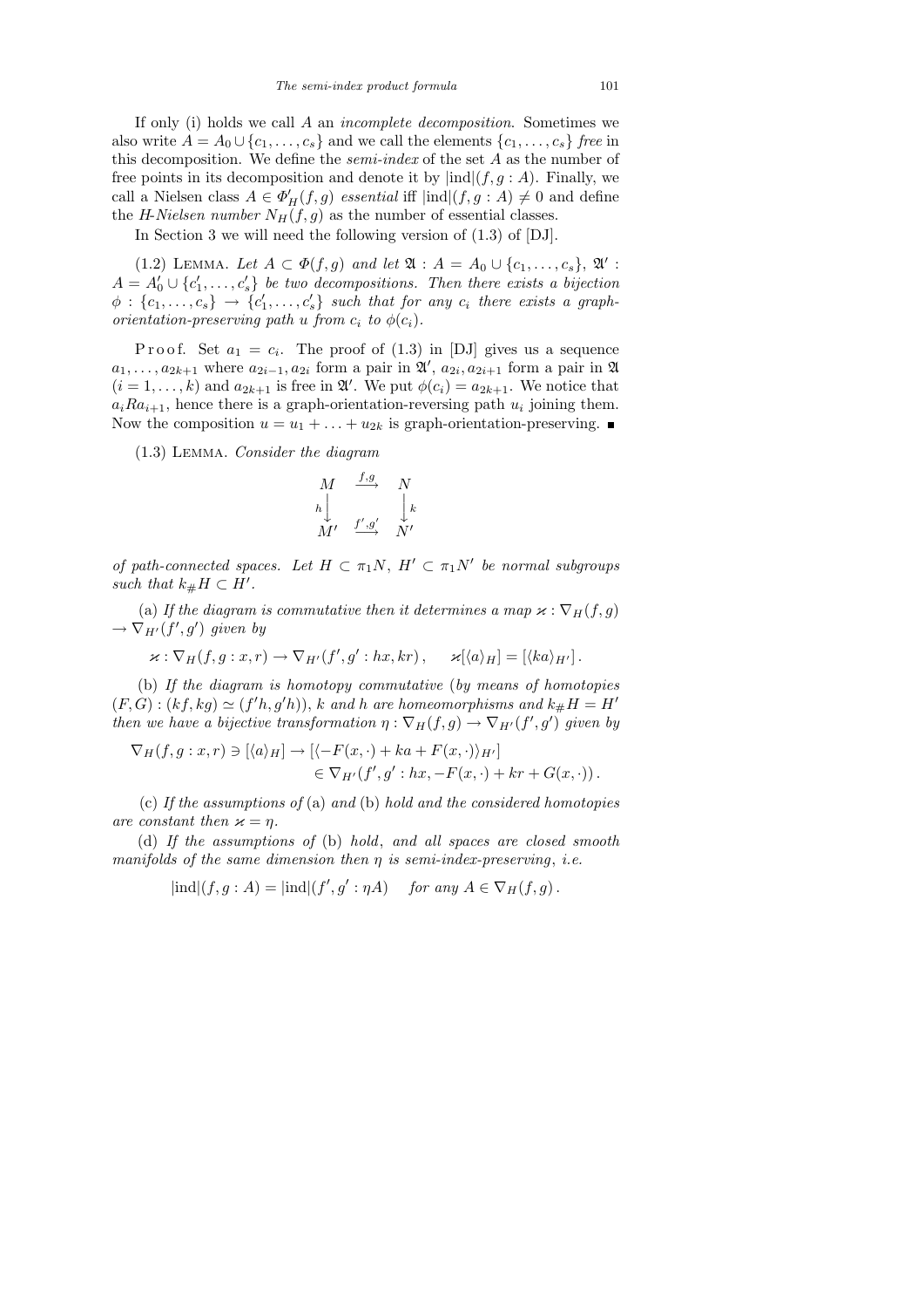If only (i) holds we call $A$ an *incomplete decomposition*. Sometimes we also write $A = A_0 \cup \{c_1, \ldots, c_s\}$ and we call the elements $\{c_1, \ldots, c_s\}$ *free* in this decomposition. We define the *semi-index* of the set $A$ as the number of free points in its decomposition and denote it by $|\mathrm{ind}|(f, g : A)$. Finally, we call a Nielsen class $A \in \Phi'_H(f, g)$ *essential* iff $|\mathrm{ind}|(f, g : A) \neq 0$ and define the *H-Nielsen number* $N_H(f, g)$ as the number of essential classes.

In Section 3 we will need the following version of (1.3) of [DJ].

(1.2) LEMMA. *Let $A \subset \Phi(f, g)$ and let $\mathfrak{A} : A = A_0 \cup \{c_1, \ldots, c_s\}$, $\mathfrak{A}' : A = A'_0 \cup \{c'_1, \ldots, c'_s\}$ be two decompositions. Then there exists a bijection $\phi : \{c_1, \ldots, c_s\} \to \{c'_1, \ldots, c'_s\}$ such that for any $c_i$ there exists a graph-orientation-preserving path $u$ from $c_i$ to $\phi(c_i)$.*

Proof. Set $a_1 = c_i$. The proof of (1.3) in [DJ] gives us a sequence $a_1, \ldots, a_{2k+1}$ where $a_{2i-1}, a_{2i}$ form a pair in $\mathfrak{A}'$, $a_{2i}, a_{2i+1}$ form a pair in $\mathfrak{A}$ $(i = 1, \ldots, k)$ and $a_{2k+1}$ is free in $\mathfrak{A}'$. We put $\phi(c_i) = a_{2k+1}$. We notice that $a_i R a_{i+1}$, hence there is a graph-orientation-reversing path $u_i$ joining them. Now the composition $u = u_1 + \ldots + u_{2k}$ is graph-orientation-preserving. ∎

(1.3) LEMMA. *Consider the diagram*

$$\begin{array}{ccc} M & \xrightarrow{f,g} & N \\ {\scriptstyle h}\big\downarrow & & \big\downarrow{\scriptstyle k} \\ M' & \xrightarrow{f',g'} & N' \end{array}$$

*of path-connected spaces. Let $H \subset \pi_1 N$, $H' \subset \pi_1 N'$ be normal subgroups such that $k_\# H \subset H'$.*

(a) *If the diagram is commutative then it determines a map $\varkappa : \nabla_H(f, g) \to \nabla_{H'}(f', g')$ given by*

$$\varkappa : \nabla_H(f, g : x, r) \to \nabla_{H'}(f', g' : hx, kr), \qquad \varkappa[\langle a \rangle_H] = [\langle ka \rangle_{H'}].$$

(b) *If the diagram is homotopy commutative (by means of homotopies $(F, G) : (kf, kg) \simeq (f'h, g'h)$), $k$ and $h$ are homeomorphisms and $k_\# H = H'$ then we have a bijective transformation $\eta : \nabla_H(f, g) \to \nabla_{H'}(f', g')$ given by*

$$\begin{aligned} \nabla_H(f, g : x, r) \ni [\langle a \rangle_H] \to {} & [\langle -F(x, \cdot) + ka + F(x, \cdot) \rangle_{H'}] \\ & \in \nabla_{H'}(f', g' : hx, -F(x, \cdot) + kr + G(x, \cdot)). \end{aligned}$$

(c) *If the assumptions of* (a) *and* (b) *hold and the considered homotopies are constant then $\varkappa = \eta$.*

(d) *If the assumptions of* (b) *hold, and all spaces are closed smooth manifolds of the same dimension then $\eta$ is semi-index-preserving, i.e.*

$$|\mathrm{ind}|(f, g : A) = |\mathrm{ind}|(f', g' : \eta A) \quad \text{ for any } A \in \nabla_H(f, g).$$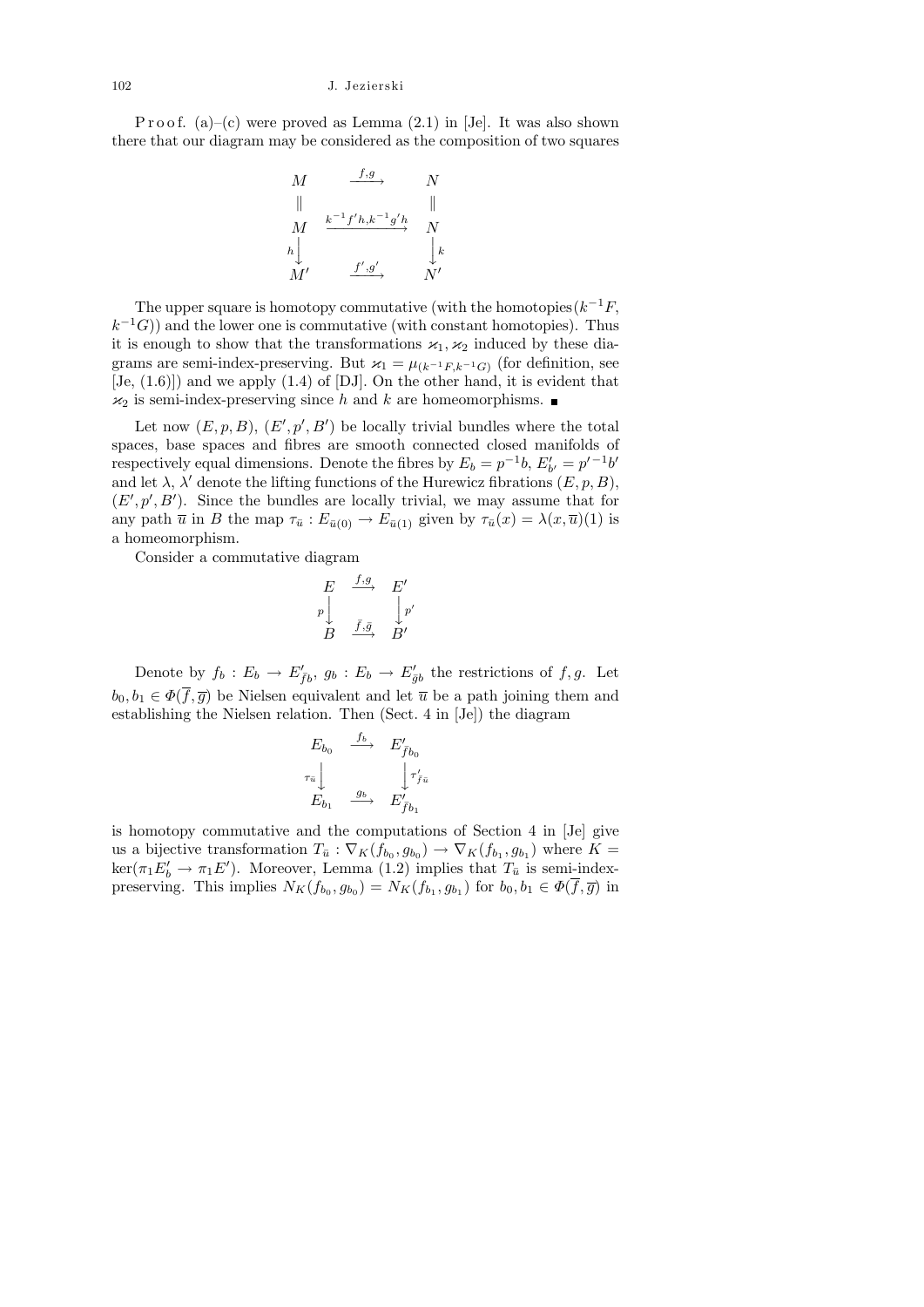Proof. (a)–(c) were proved as Lemma (2.1) in [Je]. It was also shown there that our diagram may be considered as the composition of two squares

$$\begin{array}{ccc} M & \xrightarrow{f,g} & N \\ \| & & \| \\ M & \xrightarrow{k^{-1}f'h,k^{-1}g'h} & N \\ h\downarrow & & \downarrow k \\ M' & \xrightarrow{f',g'} & N' \end{array}$$

The upper square is homotopy commutative (with the homotopies $(k^{-1}F, k^{-1}G)$) and the lower one is commutative (with constant homotopies). Thus it is enough to show that the transformations $\varkappa_1, \varkappa_2$ induced by these diagrams are semi-index-preserving. But $\varkappa_1 = \mu_{(k^{-1}F,k^{-1}G)}$ (for definition, see [Je, (1.6)]) and we apply (1.4) of [DJ]. On the other hand, it is evident that $\varkappa_2$ is semi-index-preserving since $h$ and $k$ are homeomorphisms. ∎

Let now $(E,p,B)$, $(E',p',B')$ be locally trivial bundles where the total spaces, base spaces and fibres are smooth connected closed manifolds of respectively equal dimensions. Denote the fibres by $E_b = p^{-1}b$, $E'_{b'} = p'^{-1}b'$ and let $\lambda$, $\lambda'$ denote the lifting functions of the Hurewicz fibrations $(E,p,B)$, $(E',p',B')$. Since the bundles are locally trivial, we may assume that for any path $\overline{u}$ in $B$ the map $\tau_{\bar u} : E_{\bar u(0)} \to E_{\bar u(1)}$ given by $\tau_{\bar u}(x) = \lambda(x,\overline{u})(1)$ is a homeomorphism.

Consider a commutative diagram

$$\begin{array}{ccc} E & \xrightarrow{f,g} & E' \\ p\downarrow & & \downarrow p' \\ B & \xrightarrow{\bar f,\bar g} & B' \end{array}$$

Denote by $f_b : E_b \to E'_{\bar f b}$, $g_b : E_b \to E'_{\bar g b}$ the restrictions of $f,g$. Let $b_0, b_1 \in \Phi(\overline{f},\overline{g})$ be Nielsen equivalent and let $\overline{u}$ be a path joining them and establishing the Nielsen relation. Then (Sect. 4 in [Je]) the diagram

$$\begin{array}{ccc} E_{b_0} & \xrightarrow{f_b} & E'_{\bar f b_0} \\ \tau_{\bar u}\downarrow & & \downarrow \tau'_{\bar f \bar u} \\ E_{b_1} & \xrightarrow{g_b} & E'_{\bar f b_1} \end{array}$$

is homotopy commutative and the computations of Section 4 in [Je] give us a bijective transformation $T_{\bar u} : \nabla_K(f_{b_0}, g_{b_0}) \to \nabla_K(f_{b_1}, g_{b_1})$ where $K = \ker(\pi_1 E'_b \to \pi_1 E')$. Moreover, Lemma (1.2) implies that $T_{\bar u}$ is semi-index-preserving. This implies $N_K(f_{b_0}, g_{b_0}) = N_K(f_{b_1}, g_{b_1})$ for $b_0, b_1 \in \Phi(\overline{f},\overline{g})$ in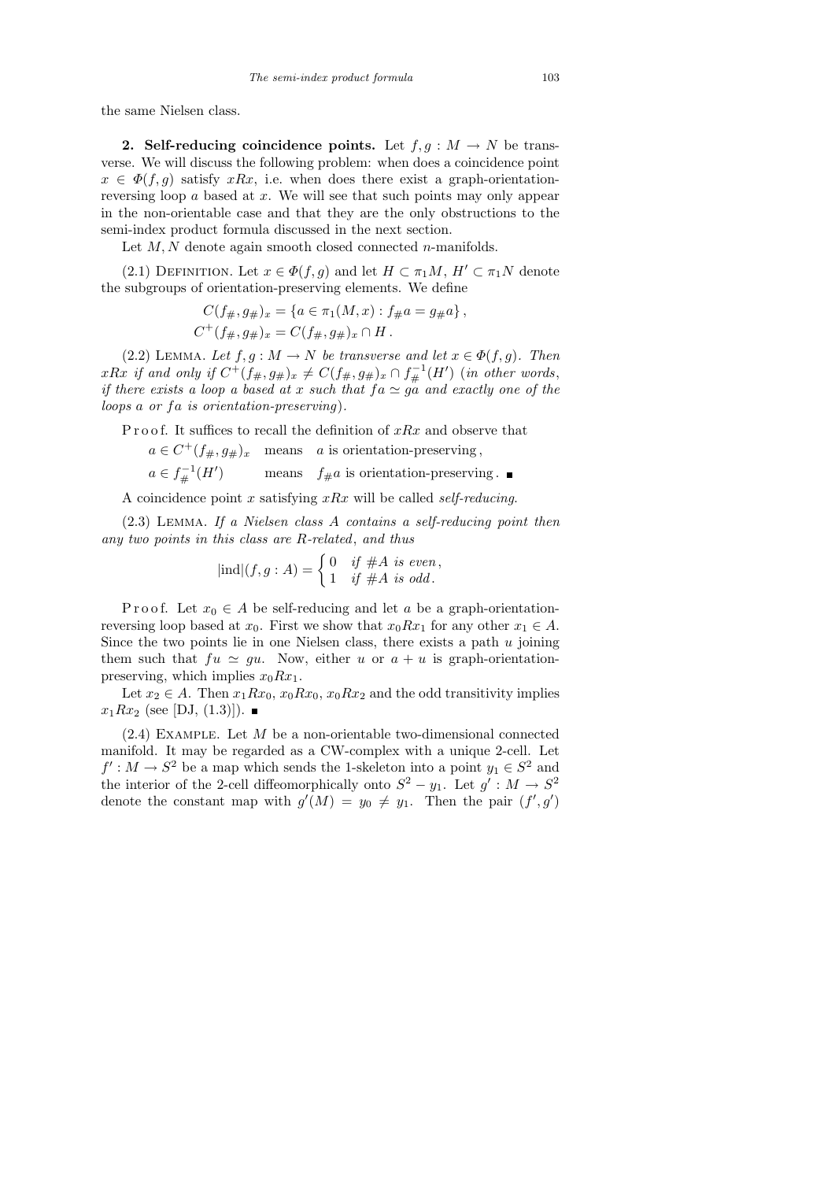the same Nielsen class.

**2. Self-reducing coincidence points.** Let $f, g : M \to N$ be transverse. We will discuss the following problem: when does a coincidence point $x \in \Phi(f,g)$ satisfy $xRx$, i.e. when does there exist a graph-orientation-reversing loop $a$ based at $x$. We will see that such points may only appear in the non-orientable case and that they are the only obstructions to the semi-index product formula discussed in the next section.

Let $M, N$ denote again smooth closed connected $n$-manifolds.

(2.1) Definition. Let $x \in \Phi(f,g)$ and let $H \subset \pi_1 M$, $H' \subset \pi_1 N$ denote the subgroups of orientation-preserving elements. We define

$$C(f_\#, g_\#)_x = \{a \in \pi_1(M,x) : f_\# a = g_\# a\},$$
$$C^+(f_\#, g_\#)_x = C(f_\#, g_\#)_x \cap H.$$

(2.2) Lemma. *Let $f, g : M \to N$ be transverse and let $x \in \Phi(f,g)$. Then $xRx$ if and only if $C^+(f_\#, g_\#)_x \neq C(f_\#, g_\#)_x \cap f_\#^{-1}(H')$ (in other words, if there exists a loop $a$ based at $x$ such that $fa \simeq ga$ and exactly one of the loops $a$ or $fa$ is orientation-preserving).*

Proof. It suffices to recall the definition of $xRx$ and observe that

$a \in C^+(f_\#, g_\#)_x$ means $a$ is orientation-preserving,

$a \in f_\#^{-1}(H')$ means $f_\# a$ is orientation-preserving. ∎

A coincidence point $x$ satisfying $xRx$ will be called *self-reducing*.

(2.3) Lemma. *If a Nielsen class $A$ contains a self-reducing point then any two points in this class are $R$-related, and thus*

$$|\mathrm{ind}|(f, g : A) = \begin{cases} 0 & \text{if } \#A \text{ is even}, \\ 1 & \text{if } \#A \text{ is odd}. \end{cases}$$

Proof. Let $x_0 \in A$ be self-reducing and let $a$ be a graph-orientation-reversing loop based at $x_0$. First we show that $x_0 R x_1$ for any other $x_1 \in A$. Since the two points lie in one Nielsen class, there exists a path $u$ joining them such that $fu \simeq gu$. Now, either $u$ or $a + u$ is graph-orientation-preserving, which implies $x_0 R x_1$.

Let $x_2 \in A$. Then $x_1 R x_0$, $x_0 R x_0$, $x_0 R x_2$ and the odd transitivity implies $x_1 R x_2$ (see [DJ, (1.3)]). ∎

(2.4) Example. Let $M$ be a non-orientable two-dimensional connected manifold. It may be regarded as a CW-complex with a unique 2-cell. Let $f' : M \to S^2$ be a map which sends the 1-skeleton into a point $y_1 \in S^2$ and the interior of the 2-cell diffeomorphically onto $S^2 - y_1$. Let $g' : M \to S^2$ denote the constant map with $g'(M) = y_0 \neq y_1$. Then the pair $(f', g')$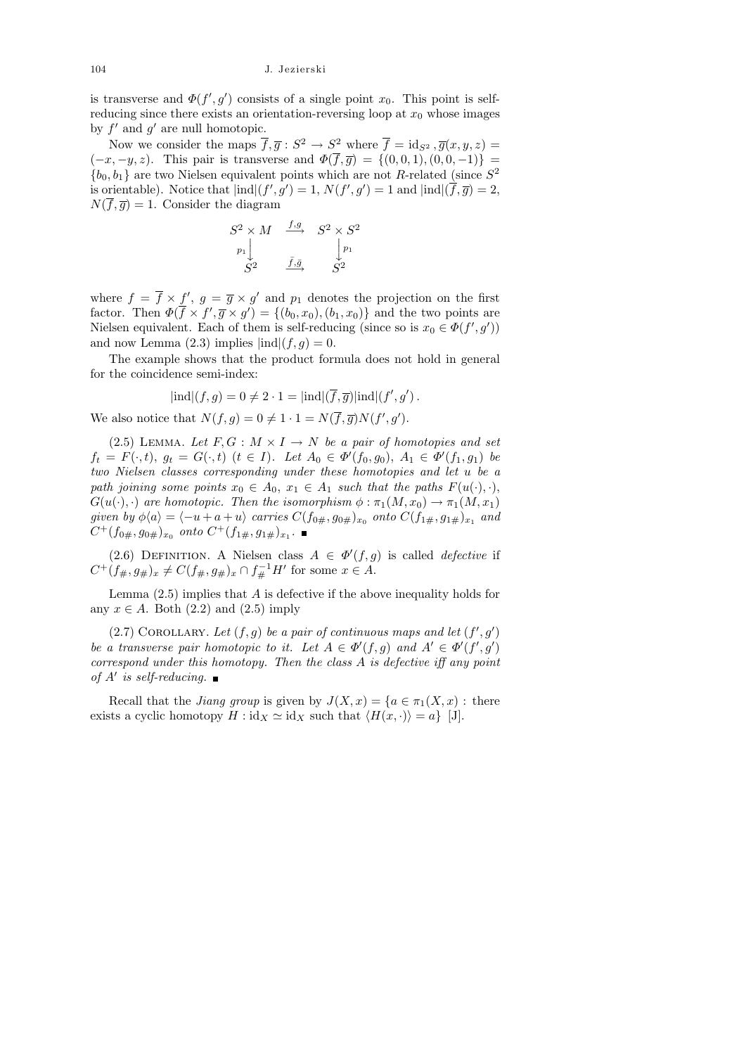is transverse and $\Phi(f', g')$ consists of a single point $x_0$. This point is self-reducing since there exists an orientation-reversing loop at $x_0$ whose images by $f'$ and $g'$ are null homotopic.

Now we consider the maps $\overline{f}, \overline{g} : S^2 \to S^2$ where $\overline{f} = \mathrm{id}_{S^2}, \overline{g}(x, y, z) = (-x, -y, z)$. This pair is transverse and $\Phi(\overline{f}, \overline{g}) = \{(0,0,1), (0,0,-1)\} = \{b_0, b_1\}$ are two Nielsen equivalent points which are not $R$-related (since $S^2$ is orientable). Notice that $|\mathrm{ind}|(f', g') = 1$, $N(f', g') = 1$ and $|\mathrm{ind}|(\overline{f}, \overline{g}) = 2$, $N(\overline{f}, \overline{g}) = 1$. Consider the diagram

$$\begin{array}{ccc}
S^2 \times M & \xrightarrow{f, g} & S^2 \times S^2 \\
{\scriptstyle p_1}\downarrow & & \downarrow{\scriptstyle p_1} \\
S^2 & \xrightarrow{\bar{f}, \bar{g}} & S^2
\end{array}$$

where $f = \overline{f} \times f'$, $g = \overline{g} \times g'$ and $p_1$ denotes the projection on the first factor. Then $\Phi(\overline{f} \times f', \overline{g} \times g') = \{(b_0, x_0), (b_1, x_0)\}$ and the two points are Nielsen equivalent. Each of them is self-reducing (since so is $x_0 \in \Phi(f', g')$) and now Lemma (2.3) implies $|\mathrm{ind}|(f, g) = 0$.

The example shows that the product formula does not hold in general for the coincidence semi-index:

$$|\mathrm{ind}|(f, g) = 0 \neq 2 \cdot 1 = |\mathrm{ind}|(\overline{f}, \overline{g})|\mathrm{ind}|(f', g').$$

We also notice that $N(f, g) = 0 \neq 1 \cdot 1 = N(\overline{f}, \overline{g})N(f', g')$.

(2.5) Lemma. *Let $F, G : M \times I \to N$ be a pair of homotopies and set $f_t = F(\cdot, t)$, $g_t = G(\cdot, t)$ $(t \in I)$. Let $A_0 \in \Phi'(f_0, g_0)$, $A_1 \in \Phi'(f_1, g_1)$ be two Nielsen classes corresponding under these homotopies and let $u$ be a path joining some points $x_0 \in A_0$, $x_1 \in A_1$ such that the paths $F(u(\cdot), \cdot)$, $G(u(\cdot), \cdot)$ are homotopic. Then the isomorphism $\phi : \pi_1(M, x_0) \to \pi_1(M, x_1)$ given by $\phi\langle a\rangle = \langle -u + a + u\rangle$ carries $C(f_{0\#}, g_{0\#})_{x_0}$ onto $C(f_{1\#}, g_{1\#})_{x_1}$ and $C^+(f_{0\#}, g_{0\#})_{x_0}$ onto $C^+(f_{1\#}, g_{1\#})_{x_1}$.* ∎

(2.6) Definition. A Nielsen class $A \in \Phi'(f, g)$ is called *defective* if $C^+(f_\#, g_\#)_x \neq C(f_\#, g_\#)_x \cap f_\#^{-1} H'$ for some $x \in A$.

Lemma (2.5) implies that $A$ is defective if the above inequality holds for any $x \in A$. Both (2.2) and (2.5) imply

(2.7) Corollary. *Let $(f, g)$ be a pair of continuous maps and let $(f', g')$ be a transverse pair homotopic to it. Let $A \in \Phi'(f, g)$ and $A' \in \Phi'(f', g')$ correspond under this homotopy. Then the class $A$ is defective iff any point of $A'$ is self-reducing.* ∎

Recall that the *Jiang group* is given by $J(X, x) = \{a \in \pi_1(X, x) :$ there exists a cyclic homotopy $H : \mathrm{id}_X \simeq \mathrm{id}_X$ such that $\langle H(x, \cdot)\rangle = a\}$ [J].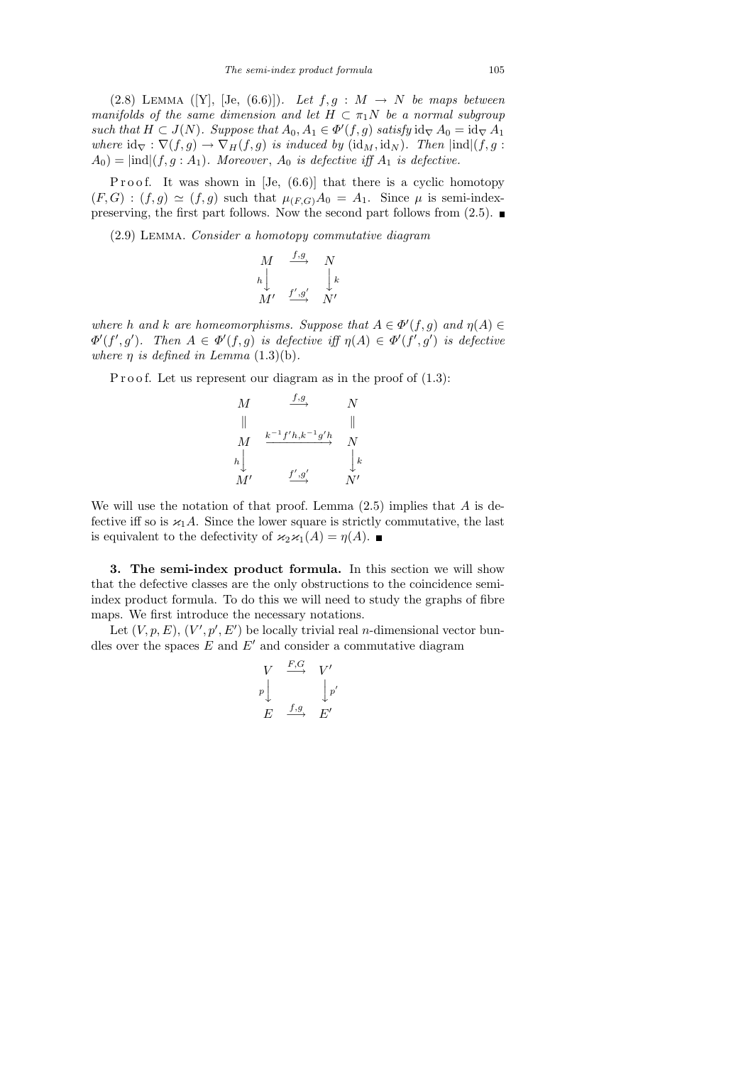(2.8) Lemma ([Y], [Je, (6.6)]). *Let $f, g : M \to N$ be maps between manifolds of the same dimension and let $H \subset \pi_1 N$ be a normal subgroup such that $H \subset J(N)$. Suppose that $A_0, A_1 \in \Phi'(f,g)$ satisfy $\mathrm{id}_\nabla A_0 = \mathrm{id}_\nabla A_1$ where $\mathrm{id}_\nabla : \nabla(f,g) \to \nabla_H(f,g)$ is induced by $(\mathrm{id}_M, \mathrm{id}_N)$. Then $|\mathrm{ind}|(f, g : A_0) = |\mathrm{ind}|(f, g : A_1)$. Moreover, $A_0$ is defective iff $A_1$ is defective.*

Proof. It was shown in [Je, (6.6)] that there is a cyclic homotopy $(F,G) : (f,g) \simeq (f,g)$ such that $\mu_{(F,G)} A_0 = A_1$. Since $\mu$ is semi-index-preserving, the first part follows. Now the second part follows from (2.5). ∎

(2.9) Lemma. *Consider a homotopy commutative diagram*

$$\begin{array}{ccc} M & \xrightarrow{f,g} & N \\ {\scriptstyle h}\big\downarrow & & \big\downarrow{\scriptstyle k} \\ M' & \xrightarrow{f',g'} & N' \end{array}$$

*where $h$ and $k$ are homeomorphisms. Suppose that $A \in \Phi'(f,g)$ and $\eta(A) \in \Phi'(f', g')$. Then $A \in \Phi'(f,g)$ is defective iff $\eta(A) \in \Phi'(f',g')$ is defective where $\eta$ is defined in Lemma (1.3)(b).*

Proof. Let us represent our diagram as in the proof of (1.3):

$$\begin{array}{ccc} M & \xrightarrow{f,g} & N \\ \| & & \| \\ M & \xrightarrow{k^{-1}f'h,\, k^{-1}g'h} & N \\ {\scriptstyle h}\big\downarrow & & \big\downarrow{\scriptstyle k} \\ M' & \xrightarrow{f',g'} & N' \end{array}$$

We will use the notation of that proof. Lemma (2.5) implies that $A$ is defective iff so is $\varkappa_1 A$. Since the lower square is strictly commutative, the last is equivalent to the defectivity of $\varkappa_2 \varkappa_1(A) = \eta(A)$. ∎

**3. The semi-index product formula.** In this section we will show that the defective classes are the only obstructions to the coincidence semi-index product formula. To do this we will need to study the graphs of fibre maps. We first introduce the necessary notations.

Let $(V, p, E)$, $(V', p', E')$ be locally trivial real $n$-dimensional vector bundles over the spaces $E$ and $E'$ and consider a commutative diagram

$$\begin{array}{ccc} V & \xrightarrow{F,G} & V' \\ {\scriptstyle p}\big\downarrow & & \big\downarrow{\scriptstyle p'} \\ E & \xrightarrow{f,g} & E' \end{array}$$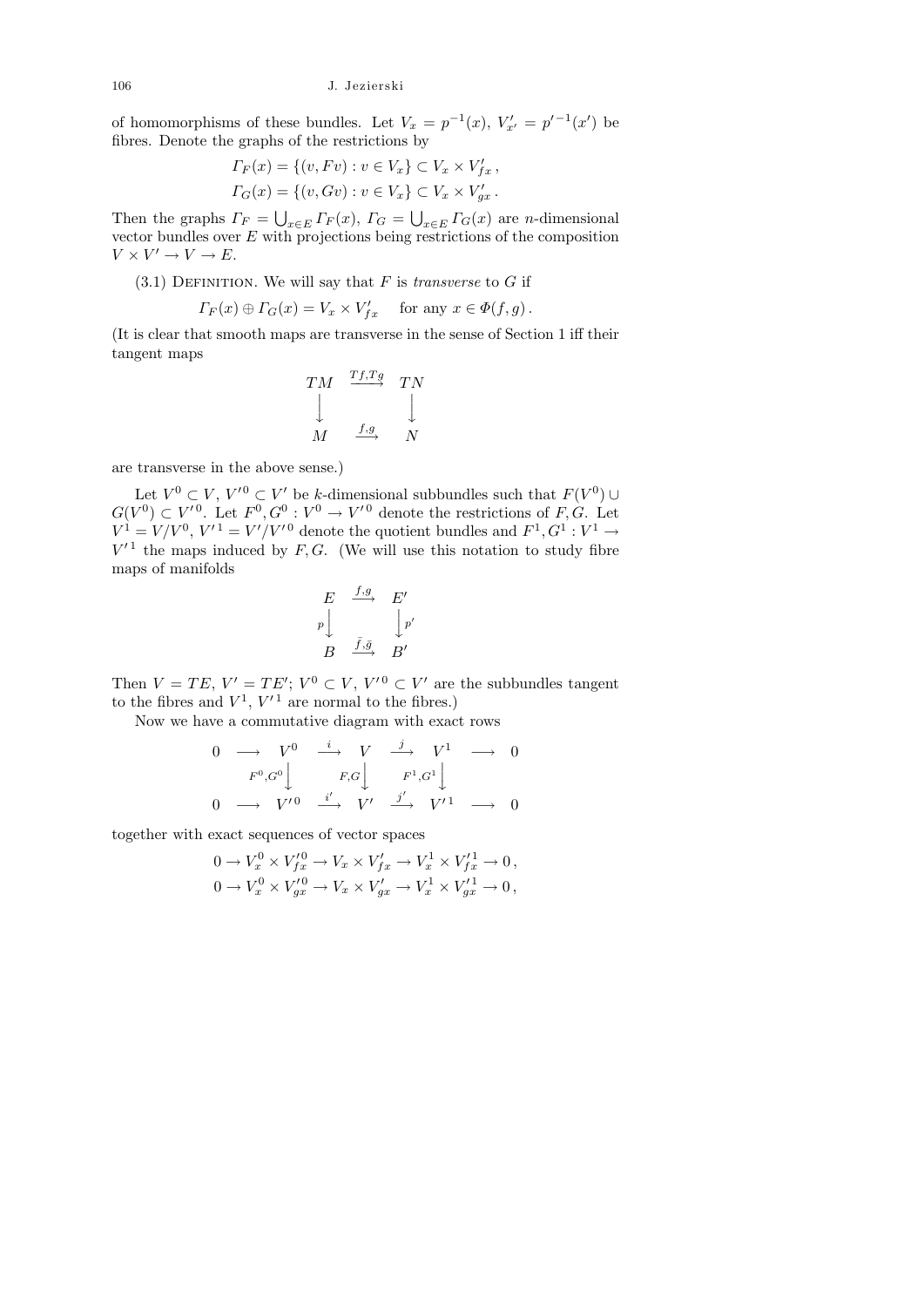of homomorphisms of these bundles. Let $V_x = p^{-1}(x)$, $V'_{x'} = p'^{-1}(x')$ be fibres. Denote the graphs of the restrictions by

$$\Gamma_F(x) = \{(v, Fv) : v \in V_x\} \subset V_x \times V'_{fx}\,,$$
$$\Gamma_G(x) = \{(v, Gv) : v \in V_x\} \subset V_x \times V'_{gx}\,.$$

Then the graphs $\Gamma_F = \bigcup_{x \in E} \Gamma_F(x)$, $\Gamma_G = \bigcup_{x\in E} \Gamma_G(x)$ are $n$-dimensional vector bundles over $E$ with projections being restrictions of the composition $V \times V' \to V \to E$.

(3.1) Definition. We will say that $F$ is *transverse* to $G$ if

$$\Gamma_F(x) \oplus \Gamma_G(x) = V_x \times V'_{fx} \quad \text{for any } x \in \Phi(f,g)\,.$$

(It is clear that smooth maps are transverse in the sense of Section 1 iff their tangent maps

$$\begin{array}{ccc} TM & \xrightarrow{Tf,Tg} & TN \\ \big\downarrow & & \big\downarrow \\ M & \xrightarrow{f,g} & N \end{array}$$

are transverse in the above sense.)

Let $V^0 \subset V$, $V'^0 \subset V'$ be $k$-dimensional subbundles such that $F(V^0) \cup G(V^0) \subset V'^0$. Let $F^0, G^0 : V^0 \to V'^0$ denote the restrictions of $F, G$. Let $V^1 = V/V^0$, $V'^1 = V'/V'^0$ denote the quotient bundles and $F^1, G^1 : V^1 \to V'^1$ the maps induced by $F, G$. (We will use this notation to study fibre maps of manifolds

$$\begin{array}{ccc} E & \xrightarrow{f,g} & E' \\ {\scriptstyle p}\big\downarrow & & \big\downarrow{\scriptstyle p'} \\ B & \xrightarrow{\bar f,\bar g} & B' \end{array}$$

Then $V = TE$, $V' = TE'$; $V^0 \subset V$, $V'^0 \subset V'$ are the subbundles tangent to the fibres and $V^1$, $V'^1$ are normal to the fibres.)

Now we have a commutative diagram with exact rows

$$\begin{array}{ccccccccc} 0 & \longrightarrow & V^0 & \xrightarrow{i} & V & \xrightarrow{j} & V^1 & \longrightarrow & 0 \\ & & {\scriptstyle F^0,G^0}\big\downarrow & & {\scriptstyle F,G}\big\downarrow & & {\scriptstyle F^1,G^1}\big\downarrow & & \\ 0 & \longrightarrow & V'^0 & \xrightarrow{i'} & V' & \xrightarrow{j'} & V'^1 & \longrightarrow & 0 \end{array}$$

together with exact sequences of vector spaces

$$0 \to V_x^0 \times V'^0_{fx} \to V_x \times V'_{fx} \to V_x^1 \times V'^1_{fx} \to 0\,,$$
$$0 \to V_x^0 \times V'^0_{gx} \to V_x \times V'_{gx} \to V_x^1 \times V'^1_{gx} \to 0\,,$$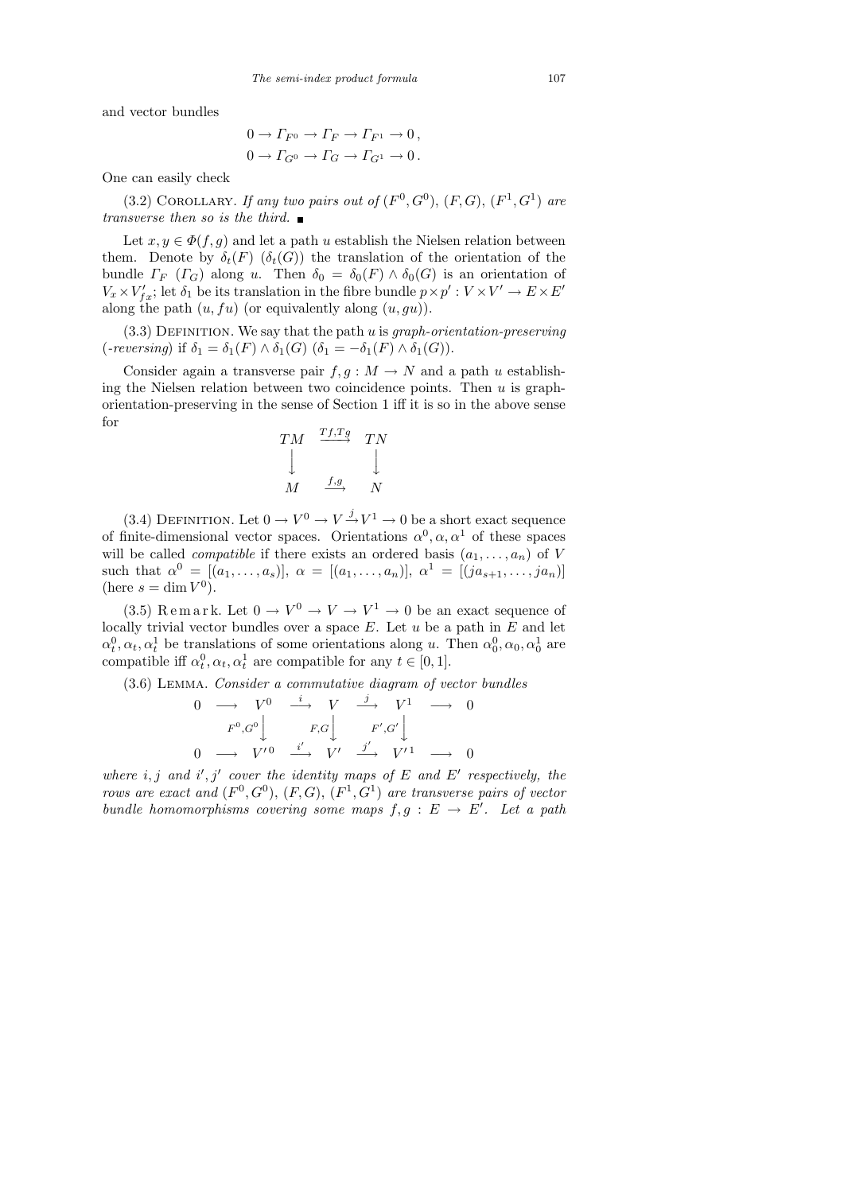and vector bundles

$$0 \to \Gamma_{F^0} \to \Gamma_F \to \Gamma_{F^1} \to 0\,,$$
$$0 \to \Gamma_{G^0} \to \Gamma_G \to \Gamma_{G^1} \to 0\,.$$

One can easily check

(3.2) Corollary. *If any two pairs out of $(F^0, G^0)$, $(F, G)$, $(F^1, G^1)$ are transverse then so is the third.* ∎

Let $x, y \in \Phi(f, g)$ and let a path $u$ establish the Nielsen relation between them. Denote by $\delta_t(F)$ $(\delta_t(G))$ the translation of the orientation of the bundle $\Gamma_F$ $(\Gamma_G)$ along $u$. Then $\delta_0 = \delta_0(F) \wedge \delta_0(G)$ is an orientation of $V_x \times V'_{fx}$; let $\delta_1$ be its translation in the fibre bundle $p \times p' : V \times V' \to E \times E'$ along the path $(u, fu)$ (or equivalently along $(u, gu)$).

(3.3) Definition. We say that the path $u$ is *graph-orientation-preserving* (*-reversing*) if $\delta_1 = \delta_1(F) \wedge \delta_1(G)$ $(\delta_1 = -\delta_1(F) \wedge \delta_1(G))$.

Consider again a transverse pair $f, g : M \to N$ and a path $u$ establishing the Nielsen relation between two coincidence points. Then $u$ is graph-orientation-preserving in the sense of Section 1 iff it is so in the above sense for

$$\begin{array}{ccc} TM & \xrightarrow{Tf,Tg} & TN \\ \big\downarrow & & \big\downarrow \\ M & \xrightarrow{f,g} & N \end{array}$$

(3.4) Definition. Let $0 \to V^0 \to V \xrightarrow{j} V^1 \to 0$ be a short exact sequence of finite-dimensional vector spaces. Orientations $\alpha^0, \alpha, \alpha^1$ of these spaces will be called *compatible* if there exists an ordered basis $(a_1, \ldots, a_n)$ of $V$ such that $\alpha^0 = [(a_1, \ldots, a_s)]$, $\alpha = [(a_1, \ldots, a_n)]$, $\alpha^1 = [(ja_{s+1}, \ldots, ja_n)]$ (here $s = \dim V^0$).

(3.5) Remark. Let $0 \to V^0 \to V \to V^1 \to 0$ be an exact sequence of locally trivial vector bundles over a space $E$. Let $u$ be a path in $E$ and let $\alpha^0_t, \alpha_t, \alpha^1_t$ be translations of some orientations along $u$. Then $\alpha^0_0, \alpha_0, \alpha^1_0$ are compatible iff $\alpha^0_t, \alpha_t, \alpha^1_t$ are compatible for any $t \in [0, 1]$.

(3.6) Lemma. *Consider a commutative diagram of vector bundles*

$$\begin{array}{ccccccccc} 0 & \longrightarrow & V^0 & \xrightarrow{i} & V & \xrightarrow{j} & V^1 & \longrightarrow & 0 \\ & & {\scriptstyle F^0,G^0}\big\downarrow & & {\scriptstyle F,G}\big\downarrow & & {\scriptstyle F',G'}\big\downarrow & & \\ 0 & \longrightarrow & V'^0 & \xrightarrow{i'} & V' & \xrightarrow{j'} & V'^1 & \longrightarrow & 0 \end{array}$$

*where $i, j$ and $i', j'$ cover the identity maps of $E$ and $E'$ respectively, the rows are exact and $(F^0, G^0)$, $(F, G)$, $(F^1, G^1)$ are transverse pairs of vector bundle homomorphisms covering some maps $f, g : E \to E'$. Let a path*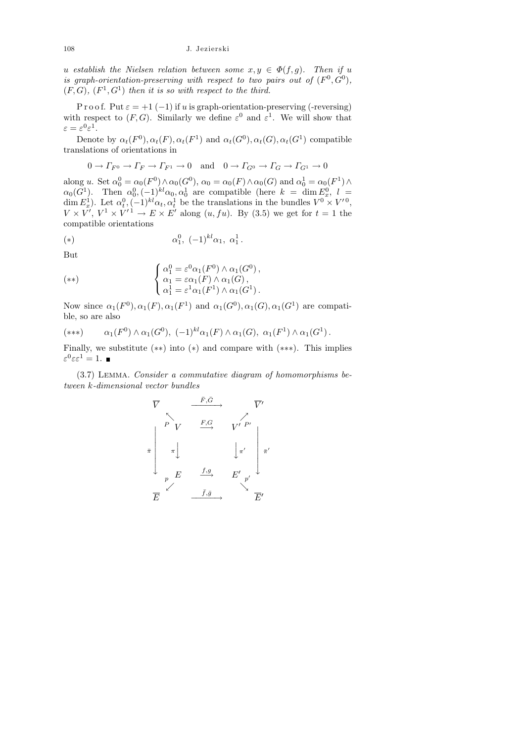*u establish the Nielsen relation between some $x, y \in \Phi(f,g)$. Then if $u$ is graph-orientation-preserving with respect to two pairs out of $(F^0, G^0)$, $(F, G)$, $(F^1, G^1)$ then it is so with respect to the third.*

Proof. Put $\varepsilon = +1\ (-1)$ if $u$ is graph-orientation-preserving (-reversing) with respect to $(F, G)$. Similarly we define $\varepsilon^0$ and $\varepsilon^1$. We will show that $\varepsilon = \varepsilon^0 \varepsilon^1$.

Denote by $\alpha_t(F^0), \alpha_t(F), \alpha_t(F^1)$ and $\alpha_t(G^0), \alpha_t(G), \alpha_t(G^1)$ compatible translations of orientations in

$$0 \to \Gamma_{F^0} \to \Gamma_F \to \Gamma_{F^1} \to 0 \quad \text{and} \quad 0 \to \Gamma_{G^0} \to \Gamma_G \to \Gamma_{G^1} \to 0$$

along $u$. Set $\alpha_0^0 = \alpha_0(F^0) \wedge \alpha_0(G^0)$, $\alpha_0 = \alpha_0(F) \wedge \alpha_0(G)$ and $\alpha_0^1 = \alpha_0(F^1) \wedge \alpha_0(G^1)$. Then $\alpha_0^0, (-1)^{kl}\alpha_0, \alpha_0^1$ are compatible (here $k = \dim E_x^0$, $l = \dim E_x^1$). Let $\alpha_t^0, (-1)^{kl}\alpha_t, \alpha_t^1$ be the translations in the bundles $V^0 \times V'^0$, $V \times V'$, $V^1 \times V'^1 \to E \times E'$ along $(u, fu)$. By (3.5) we get for $t = 1$ the compatible orientations

$$(*) \qquad \alpha_1^0,\ (-1)^{kl}\alpha_1,\ \alpha_1^1 .$$

But

$$(**) \qquad \begin{cases} \alpha_1^0 = \varepsilon^0 \alpha_1(F^0) \wedge \alpha_1(G^0), \\ \alpha_1 = \varepsilon \alpha_1(F) \wedge \alpha_1(G), \\ \alpha_1^1 = \varepsilon^1 \alpha_1(F^1) \wedge \alpha_1(G^1). \end{cases}$$

Now since $\alpha_1(F^0), \alpha_1(F), \alpha_1(F^1)$ and $\alpha_1(G^0), \alpha_1(G), \alpha_1(G^1)$ are compatible, so are also

$$(***) \qquad \alpha_1(F^0) \wedge \alpha_1(G^0),\ (-1)^{kl}\alpha_1(F) \wedge \alpha_1(G),\ \alpha_1(F^1) \wedge \alpha_1(G^1).$$

Finally, we substitute $(**)$ into $(*)$ and compare with $(***)$. This implies $\varepsilon^0 \varepsilon \varepsilon^1 = 1$. ■

(3.7) Lemma. *Consider a commutative diagram of homomorphisms between $k$-dimensional vector bundles*

$$\begin{array}{ccccc}
\overline{V} & & \xrightarrow{\bar{F}, \bar{G}} & & \overline{V}' \\
\Big\downarrow{\scriptstyle \bar{\pi}} & \overset{P}{\nwarrow} V & \xrightarrow{F,G} & V' \overset{P'}{\nearrow} & \Big\downarrow{\scriptstyle \bar{\pi}'} \\
 & {\scriptstyle \pi}\Big\downarrow & & \Big\downarrow{\scriptstyle \pi'} & \\
 & \underset{p}{\swarrow} E & \xrightarrow{f,g} & E' \underset{p'}{\searrow} & \\
\overline{E} & & \xrightarrow{\bar{f}, \bar{g}} & & \overline{E}'
\end{array}$$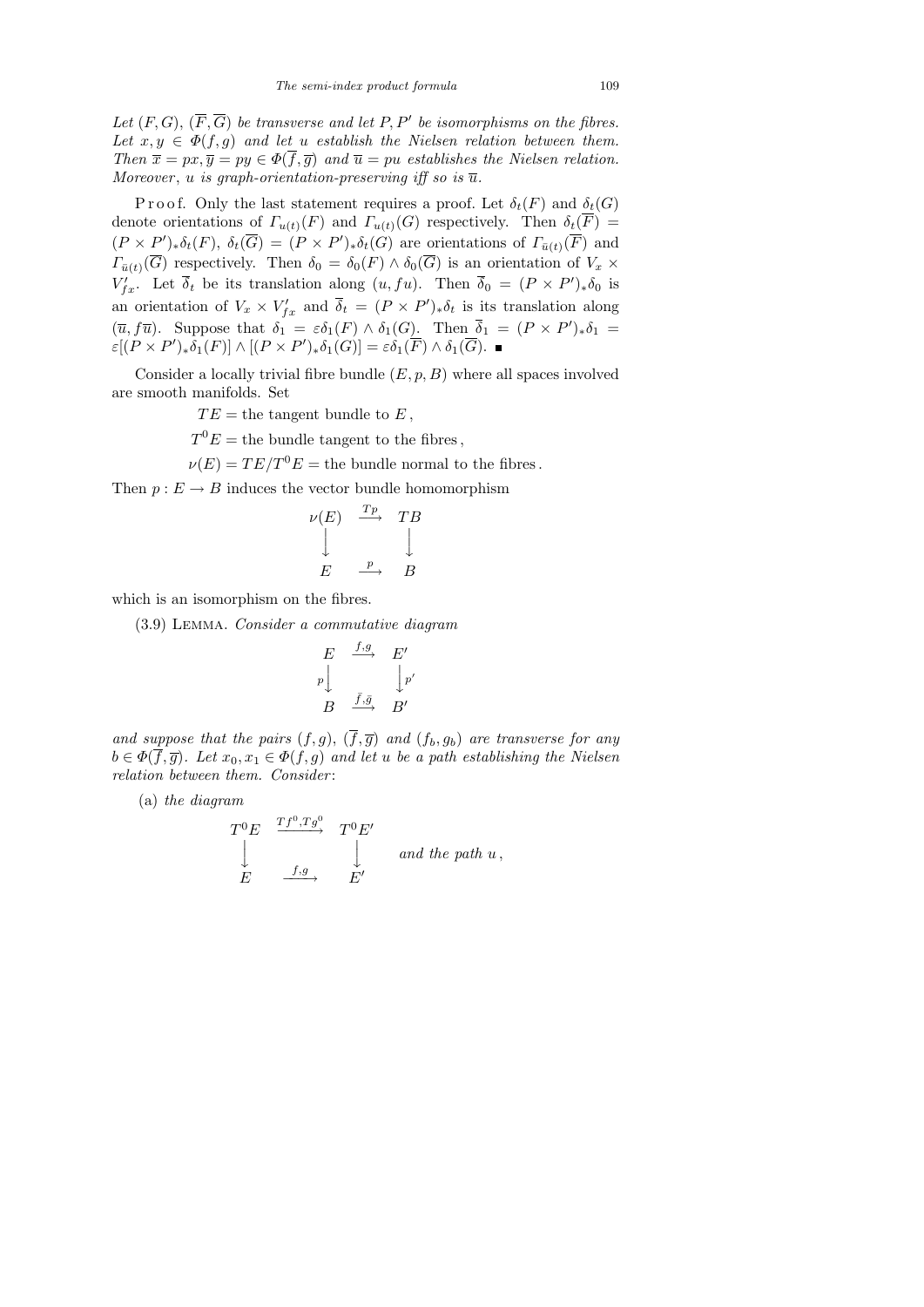*Let $(F, G)$, $(\overline{F}, \overline{G})$ be transverse and let $P, P'$ be isomorphisms on the fibres. Let $x, y \in \Phi(f, g)$ and let $u$ establish the Nielsen relation between them. Then $\overline{x} = px, \overline{y} = py \in \Phi(\overline{f}, \overline{g})$ and $\overline{u} = pu$ establishes the Nielsen relation. Moreover, $u$ is graph-orientation-preserving iff so is $\overline{u}$.*

Proof. Only the last statement requires a proof. Let $\delta_t(F)$ and $\delta_t(G)$ denote orientations of $\Gamma_{u(t)}(F)$ and $\Gamma_{u(t)}(G)$ respectively. Then $\delta_t(\overline{F}) = (P \times P')_* \delta_t(F)$, $\delta_t(\overline{G}) = (P \times P')_* \delta_t(G)$ are orientations of $\Gamma_{\bar{u}(t)}(\overline{F})$ and $\Gamma_{\bar{u}(t)}(\overline{G})$ respectively. Then $\delta_0 = \delta_0(F) \wedge \delta_0(\overline{G})$ is an orientation of $V_x \times V'_{fx}$. Let $\overline{\delta}_t$ be its translation along $(u, fu)$. Then $\overline{\delta}_0 = (P \times P')_* \delta_0$ is an orientation of $V_x \times V'_{fx}$ and $\overline{\delta}_t = (P \times P')_* \delta_t$ is its translation along $(\overline{u}, f\overline{u})$. Suppose that $\delta_1 = \varepsilon \delta_1(F) \wedge \delta_1(G)$. Then $\overline{\delta}_1 = (P \times P')_* \delta_1 = \varepsilon[(P \times P')_* \delta_1(F)] \wedge [(P \times P')_* \delta_1(G)] = \varepsilon \delta_1(\overline{F}) \wedge \delta_1(\overline{G})$. ∎

Consider a locally trivial fibre bundle $(E, p, B)$ where all spaces involved are smooth manifolds. Set

$TE =$ the tangent bundle to $E$,

$T^0E =$ the bundle tangent to the fibres,

$\nu(E) = TE/T^0E =$ the bundle normal to the fibres.

Then $p : E \to B$ induces the vector bundle homomorphism

$$\begin{array}{ccc} \nu(E) & \xrightarrow{Tp} & TB \\ \big\downarrow & & \big\downarrow \\ E & \xrightarrow{p} & B \end{array}$$

which is an isomorphism on the fibres.

(3.9) Lemma. *Consider a commutative diagram*

$$\begin{array}{ccc} E & \xrightarrow{f,g} & E' \\ {\scriptstyle p}\big\downarrow & & \big\downarrow{\scriptstyle p'} \\ B & \xrightarrow{\bar{f},\bar{g}} & B' \end{array}$$

*and suppose that the pairs $(f, g)$, $(\overline{f}, \overline{g})$ and $(f_b, g_b)$ are transverse for any $b \in \Phi(\overline{f}, \overline{g})$. Let $x_0, x_1 \in \Phi(f, g)$ and let $u$ be a path establishing the Nielsen relation between them. Consider*:

(a) *the diagram*

$$\begin{array}{ccc} T^0E & \xrightarrow{Tf^0, Tg^0} & T^0E' \\ \big\downarrow & & \big\downarrow \\ E & \xrightarrow{f,g} & E' \end{array} \qquad \text{and the path } u,$$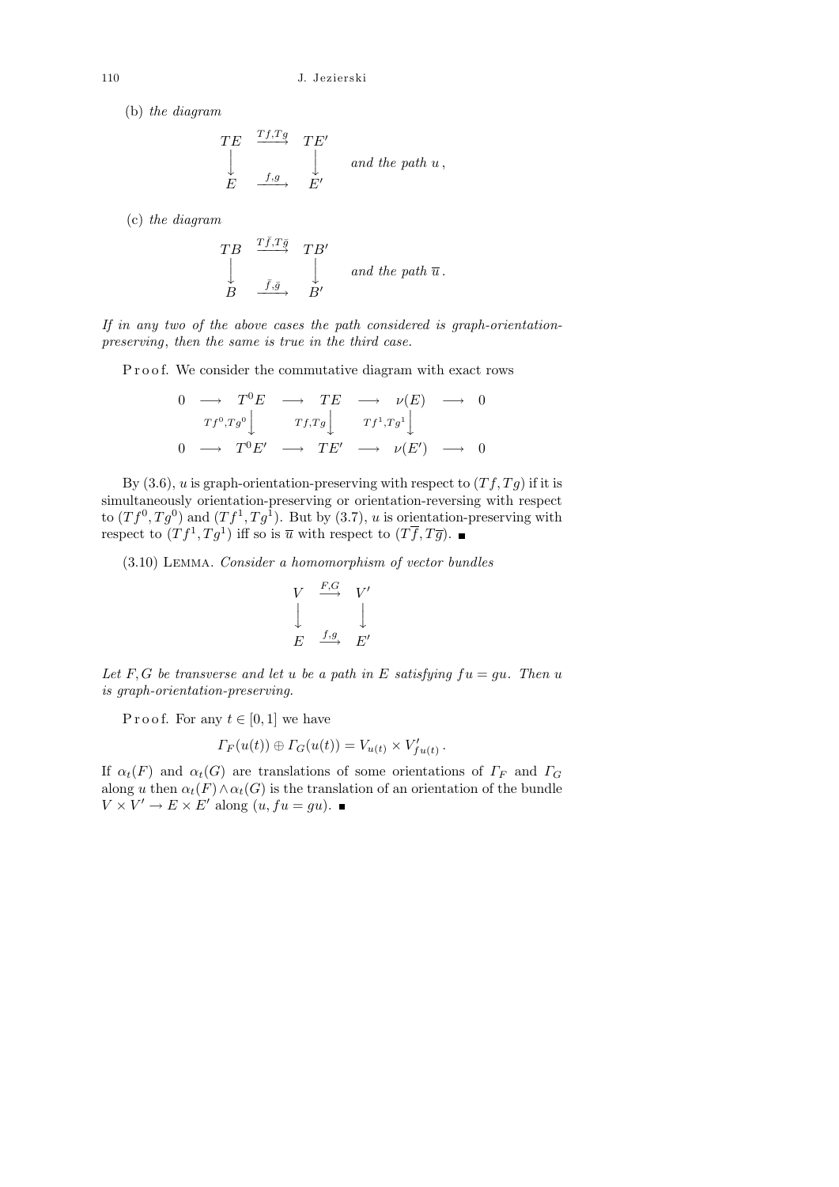(b) *the diagram*

$$\begin{array}{ccc} TE & \xrightarrow{Tf,Tg} & TE' \\ \downarrow & & \downarrow \\ E & \xrightarrow{f,g} & E' \end{array} \quad \text{and the path } u\,,$$

(c) *the diagram*

$$\begin{array}{ccc} TB & \xrightarrow{T\bar{f},T\bar{g}} & TB' \\ \downarrow & & \downarrow \\ B & \xrightarrow{\bar{f},\bar{g}} & B' \end{array} \quad \text{and the path } \overline{u}\,.$$

*If in any two of the above cases the path considered is graph-orientation-preserving, then the same is true in the third case.*

Proof. We consider the commutative diagram with exact rows

$$\begin{array}{ccccccccc} 0 & \longrightarrow & T^0E & \longrightarrow & TE & \longrightarrow & \nu(E) & \longrightarrow & 0 \\ & & \downarrow{\scriptstyle Tf^0,Tg^0} & & \downarrow{\scriptstyle Tf,Tg} & & \downarrow{\scriptstyle Tf^1,Tg^1} & & \\ 0 & \longrightarrow & T^0E' & \longrightarrow & TE' & \longrightarrow & \nu(E') & \longrightarrow & 0 \end{array}$$

By (3.6), $u$ is graph-orientation-preserving with respect to $(Tf,Tg)$ if it is simultaneously orientation-preserving or orientation-reversing with respect to $(Tf^0,Tg^0)$ and $(Tf^1,Tg^1)$. But by (3.7), $u$ is orientation-preserving with respect to $(Tf^1,Tg^1)$ iff so is $\overline{u}$ with respect to $(T\overline{f},T\overline{g})$. ∎

(3.10) Lemma. *Consider a homomorphism of vector bundles*

$$\begin{array}{ccc} V & \xrightarrow{F,G} & V' \\ \downarrow & & \downarrow \\ E & \xrightarrow{f,g} & E' \end{array}$$

*Let $F,G$ be transverse and let $u$ be a path in $E$ satisfying $fu = gu$. Then $u$ is graph-orientation-preserving.*

Proof. For any $t \in [0,1]$ we have

$$\Gamma_F(u(t)) \oplus \Gamma_G(u(t)) = V_{u(t)} \times V'_{fu(t)}\,.$$

If $\alpha_t(F)$ and $\alpha_t(G)$ are translations of some orientations of $\Gamma_F$ and $\Gamma_G$ along $u$ then $\alpha_t(F) \wedge \alpha_t(G)$ is the translation of an orientation of the bundle $V \times V' \to E \times E'$ along $(u, fu = gu)$. ∎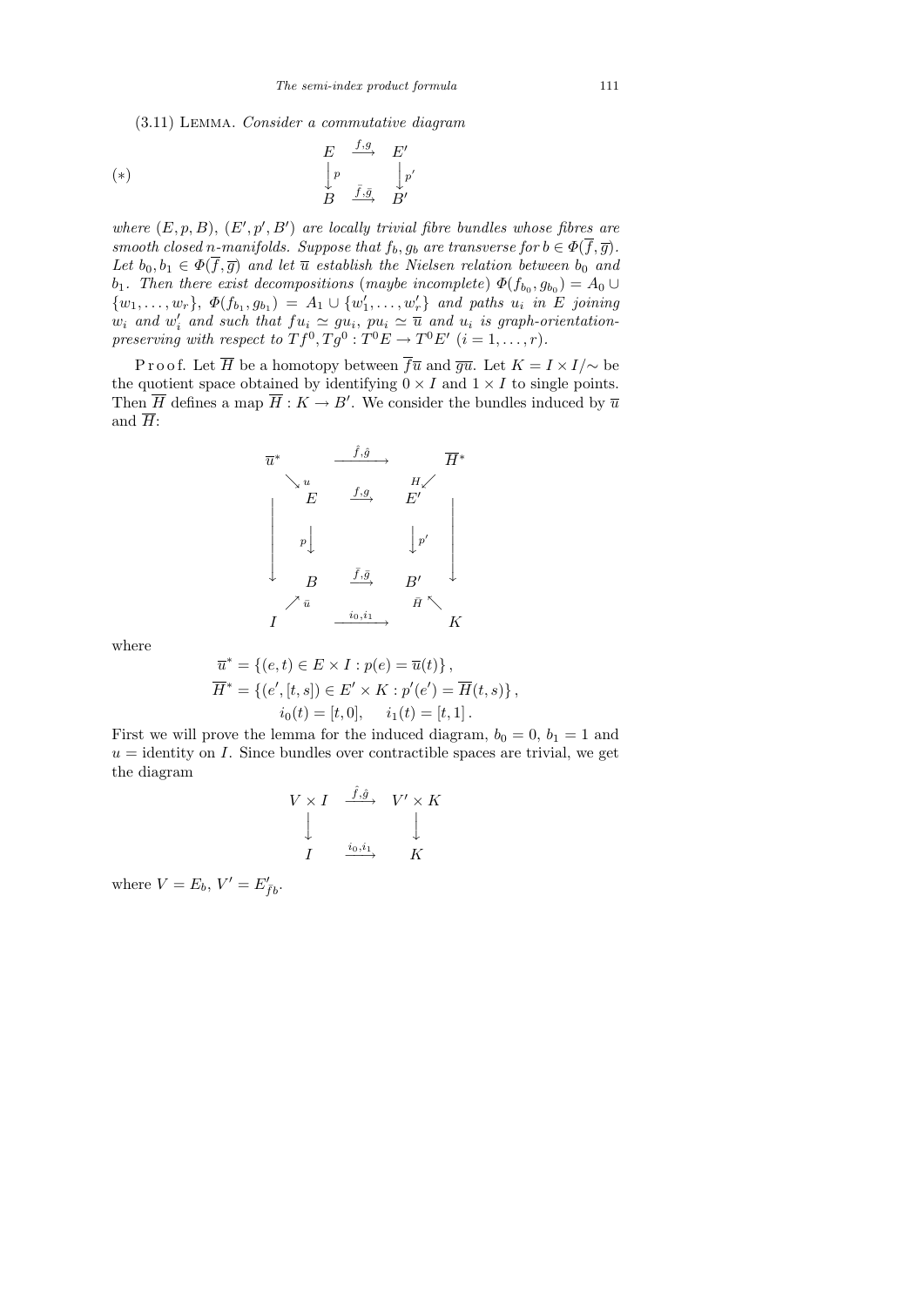(3.11) Lemma. *Consider a commutative diagram*

$$(*) \qquad \begin{array}{ccc} E & \xrightarrow{f,g} & E' \\ \big\downarrow p & & \big\downarrow p' \\ B & \xrightarrow{\bar f,\bar g} & B' \end{array}$$

*where $(E,p,B)$, $(E',p',B')$ are locally trivial fibre bundles whose fibres are smooth closed $n$-manifolds. Suppose that $f_b, g_b$ are transverse for $b \in \Phi(\overline{f},\overline{g})$. Let $b_0, b_1 \in \Phi(\overline{f},\overline{g})$ and let $\overline{u}$ establish the Nielsen relation between $b_0$ and $b_1$. Then there exist decompositions* (*maybe incomplete*) $\Phi(f_{b_0}, g_{b_0}) = A_0 \cup \{w_1,\ldots,w_r\}$, $\Phi(f_{b_1}, g_{b_1}) = A_1 \cup \{w'_1,\ldots,w'_r\}$ *and paths $u_i$ in $E$ joining $w_i$ and $w'_i$ and such that $fu_i \simeq gu_i$, $pu_i \simeq \overline{u}$ and $u_i$ is graph-orientation-preserving with respect to $Tf^0, Tg^0 : T^0E \to T^0E'$ $(i = 1,\ldots,r)$.*

Proof. Let $\overline{H}$ be a homotopy between $\overline{f}\overline{u}$ and $\overline{g}\overline{u}$. Let $K = I \times I/\!\sim$ be the quotient space obtained by identifying $0 \times I$ and $1 \times I$ to single points. Then $\overline{H}$ defines a map $\overline{H} : K \to B'$. We consider the bundles induced by $\overline{u}$ and $\overline{H}$:

$$\begin{array}{ccccc} \overline{u}^* & & \xrightarrow{\hat f,\hat g} & & \overline{H}^* \\ & \searrow^{u} & & \swarrow^{H} & \\ \big| & E & \xrightarrow{f,g} & E' & \big| \\ \big| & \big\downarrow p & & \big\downarrow p' & \big| \\ \downarrow & B & \xrightarrow{\bar f,\bar g} & B' & \downarrow \\ & \nearrow^{\bar u} & & \nwarrow^{\bar H} & \\ I & & \xrightarrow{i_0,i_1} & & K \end{array}$$

where

$$\overline{u}^* = \{(e,t) \in E \times I : p(e) = \overline{u}(t)\},$$
$$\overline{H}^* = \{(e',[t,s]) \in E' \times K : p'(e') = \overline{H}(t,s)\},$$
$$i_0(t) = [t,0], \quad i_1(t) = [t,1].$$

First we will prove the lemma for the induced diagram, $b_0 = 0$, $b_1 = 1$ and $u =$ identity on $I$. Since bundles over contractible spaces are trivial, we get the diagram

$$\begin{array}{ccc} V \times I & \xrightarrow{\hat f,\hat g} & V' \times K \\ \big\downarrow & & \big\downarrow \\ I & \xrightarrow{i_0,i_1} & K \end{array}$$

where $V = E_b$, $V' = E'_{\bar f b}$.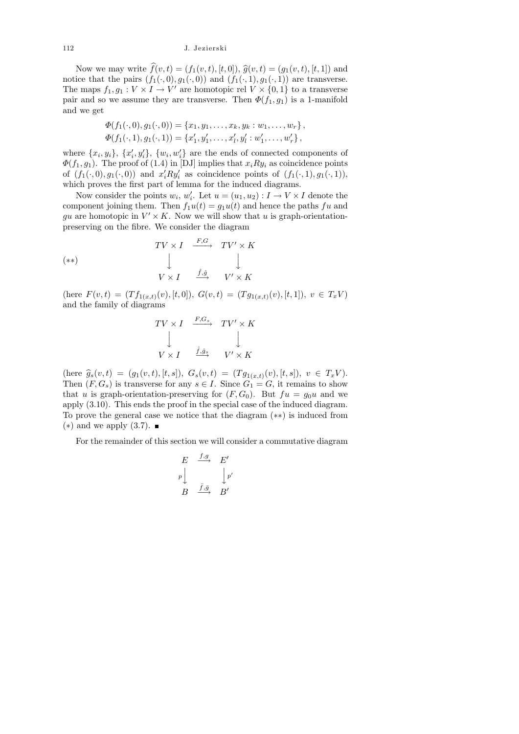Now we may write $\widehat{f}(v,t) = (f_1(v,t),[t,0])$, $\widehat{g}(v,t) = (g_1(v,t),[t,1])$ and notice that the pairs $(f_1(\cdot,0), g_1(\cdot,0))$ and $(f_1(\cdot,1), g_1(\cdot,1))$ are transverse. The maps $f_1, g_1 : V \times I \to V'$ are homotopic rel $V \times \{0,1\}$ to a transverse pair and so we assume they are transverse. Then $\Phi(f_1, g_1)$ is a 1-manifold and we get

$$\Phi(f_1(\cdot,0), g_1(\cdot,0)) = \{x_1, y_1, \ldots, x_k, y_k : w_1, \ldots, w_r\},$$
$$\Phi(f_1(\cdot,1), g_1(\cdot,1)) = \{x_1', y_1', \ldots, x_l', y_l' : w_1', \ldots, w_r'\},$$

where $\{x_i, y_i\}$, $\{x_i', y_i'\}$, $\{w_i, w_i'\}$ are the ends of connected components of $\Phi(f_1, g_1)$. The proof of (1.4) in [DJ] implies that $x_i R y_i$ as coincidence points of $(f_1(\cdot,0), g_1(\cdot,0))$ and $x_i' R y_i'$ as coincidence points of $(f_1(\cdot,1), g_1(\cdot,1))$, which proves the first part of lemma for the induced diagrams.

Now consider the points $w_i$, $w_i'$. Let $u = (u_1, u_2) : I \to V \times I$ denote the component joining them. Then $f_1 u(t) = g_1 u(t)$ and hence the paths $fu$ and $gu$ are homotopic in $V' \times K$. Now we will show that $u$ is graph-orientation-preserving on the fibre. We consider the diagram

$$(**)\qquad \begin{array}{ccc} TV \times I & \xrightarrow{F,G} & TV' \times K \\ \big\downarrow & & \big\downarrow \\ V \times I & \xrightarrow{\hat{f},\hat{g}} & V' \times K \end{array}$$

(here $F(v,t) = (Tf_{1(x,t)}(v),[t,0])$, $G(v,t) = (Tg_{1(x,t)}(v),[t,1])$, $v \in T_x V$) and the family of diagrams

$$\begin{array}{ccc} TV \times I & \xrightarrow{F,G_s} & TV' \times K \\ \big\downarrow & & \big\downarrow \\ V \times I & \xrightarrow{\hat{f},\hat{g}_s} & V' \times K \end{array}$$

(here $\widehat{g}_s(v,t) = (g_1(v,t),[t,s])$, $G_s(v,t) = (Tg_{1(x,t)}(v),[t,s])$, $v \in T_x V$). Then $(F, G_s)$ is transverse for any $s \in I$. Since $G_1 = G$, it remains to show that $u$ is graph-orientation-preserving for $(F, G_0)$. But $fu = g_0 u$ and we apply (3.10). This ends the proof in the special case of the induced diagram. To prove the general case we notice that the diagram $(**)$ is induced from $(*)$ and we apply (3.7). ∎

For the remainder of this section we will consider a commutative diagram

$$\begin{array}{ccc} E & \xrightarrow{f,g} & E' \\ {\scriptstyle p}\big\downarrow & & \big\downarrow{\scriptstyle p'} \\ B & \xrightarrow{\bar{f},\bar{g}} & B' \end{array}$$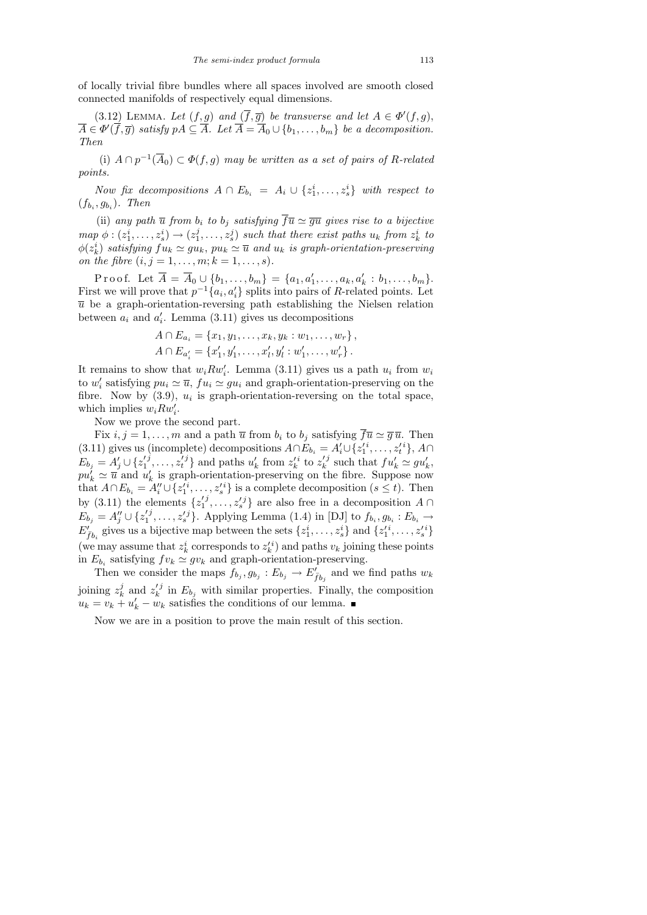of locally trivial fibre bundles where all spaces involved are smooth closed connected manifolds of respectively equal dimensions.

(3.12) LEMMA. *Let $(f, g)$ and $(\overline{f}, \overline{g})$ be transverse and let $A \in \Phi'(f, g)$, $\overline{A} \in \Phi'(\overline{f}, \overline{g})$ satisfy $pA \subseteq \overline{A}$. Let $\overline{A} = \overline{A}_0 \cup \{b_1, \ldots, b_m\}$ be a decomposition. Then*

(i) *$A \cap p^{-1}(\overline{A}_0) \subset \Phi(f, g)$ may be written as a set of pairs of $R$-related points.*

*Now fix decompositions $A \cap E_{b_i} = A_i \cup \{z_1^i, \ldots, z_s^i\}$ with respect to $(f_{b_i}, g_{b_i})$. Then*

(ii) *any path $\overline{u}$ from $b_i$ to $b_j$ satisfying $\overline{f}\overline{u} \simeq \overline{g}\overline{u}$ gives rise to a bijective map $\phi : (z_1^i, \ldots, z_s^i) \to (z_1^j, \ldots, z_s^j)$ such that there exist paths $u_k$ from $z_k^i$ to $\phi(z_k^i)$ satisfying $fu_k \simeq gu_k$, $pu_k \simeq \overline{u}$ and $u_k$ is graph-orientation-preserving on the fibre $(i, j = 1, \ldots, m; k = 1, \ldots, s)$.*

Proof. Let $\overline{A} = \overline{A}_0 \cup \{b_1, \ldots, b_m\} = \{a_1, a_1', \ldots, a_k, a_k' : b_1, \ldots, b_m\}$. First we will prove that $p^{-1}\{a_i, a_i'\}$ splits into pairs of $R$-related points. Let $\overline{u}$ be a graph-orientation-reversing path establishing the Nielsen relation between $a_i$ and $a_i'$. Lemma (3.11) gives us decompositions

$$A \cap E_{a_i} = \{x_1, y_1, \ldots, x_k, y_k : w_1, \ldots, w_r\},$$
$$A \cap E_{a_i'} = \{x_1', y_1', \ldots, x_l', y_l' : w_1', \ldots, w_r'\}.$$

It remains to show that $w_i R w_i'$. Lemma (3.11) gives us a path $u_i$ from $w_i$ to $w_i'$ satisfying $pu_i \simeq \overline{u}$, $fu_i \simeq gu_i$ and graph-orientation-preserving on the fibre. Now by (3.9), $u_i$ is graph-orientation-reversing on the total space, which implies $w_i R w_i'$.

Now we prove the second part.

Fix $i, j = 1, \ldots, m$ and a path $\overline{u}$ from $b_i$ to $b_j$ satisfying $\overline{f}\overline{u} \simeq \overline{g}\,\overline{u}$. Then (3.11) gives us (incomplete) decompositions $A \cap E_{b_i} = A_i' \cup \{z_1'^i, \ldots, z_t'^i\}$, $A \cap E_{b_j} = A_j' \cup \{z_1'^j, \ldots, z_t'^j\}$ and paths $u_k'$ from $z_k'^i$ to $z_k'^j$ such that $fu_k' \simeq gu_k'$, $pu_k' \simeq \overline{u}$ and $u_k'$ is graph-orientation-preserving on the fibre. Suppose now that $A \cap E_{b_i} = A_i'' \cup \{z_1'^i, \ldots, z_s'^i\}$ is a complete decomposition ($s \le t$). Then by (3.11) the elements $\{z_1'^j, \ldots, z_s'^j\}$ are also free in a decomposition $A \cap E_{b_j} = A_j'' \cup \{z_1'^j, \ldots, z_s'^j\}$. Applying Lemma (1.4) in [DJ] to $f_{b_i}, g_{b_i} : E_{b_i} \to E'_{\overline{f}b_i}$ gives us a bijective map between the sets $\{z_1^i, \ldots, z_s^i\}$ and $\{z_1'^i, \ldots, z_s'^i\}$ (we may assume that $z_k^i$ corresponds to $z_k'^i$) and paths $v_k$ joining these points in $E_{b_i}$ satisfying $fv_k \simeq gv_k$ and graph-orientation-preserving.

Then we consider the maps $f_{b_j}, g_{b_j} : E_{b_j} \to E'_{\overline{f}b_j}$ and we find paths $w_k$ joining $z_k^j$ and $z_k'^j$ in $E_{b_j}$ with similar properties. Finally, the composition $u_k = v_k + u_k' - w_k$ satisfies the conditions of our lemma. ∎

Now we are in a position to prove the main result of this section.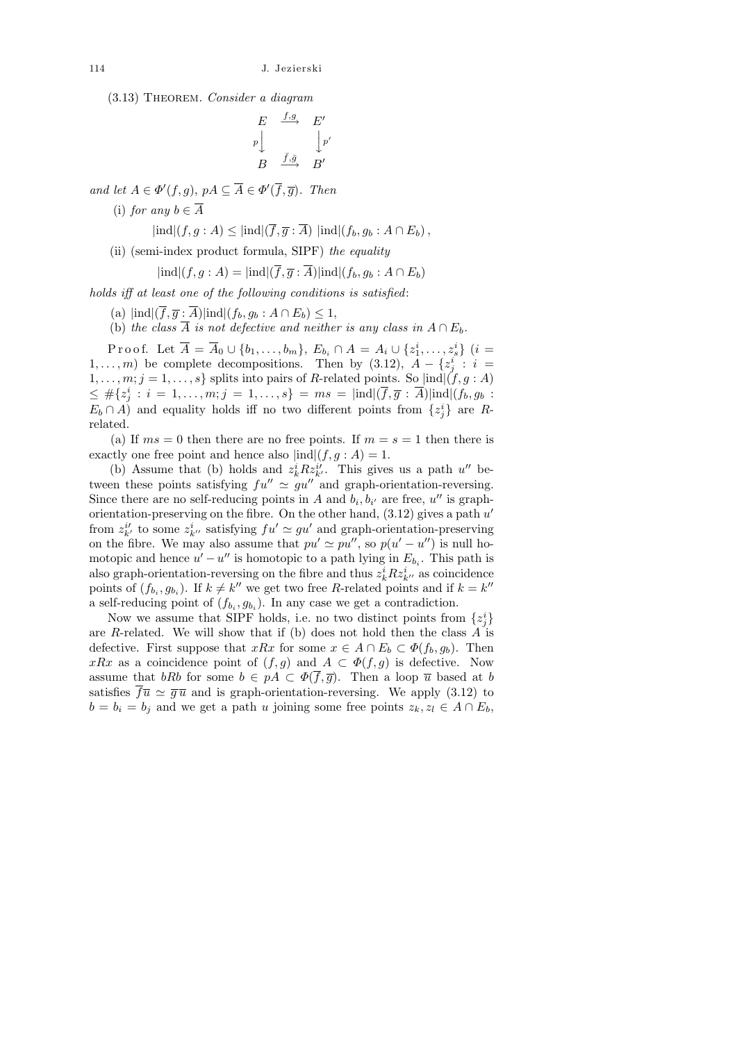(3.13) Theorem. *Consider a diagram*

$$\begin{array}{ccc} E & \xrightarrow{f,g} & E' \\ p\big\downarrow & & \big\downarrow p' \\ B & \xrightarrow{\bar f,\bar g} & B' \end{array}$$

*and let* $A \in \Phi'(f,g)$, $pA \subseteq \overline{A} \in \Phi'(\overline{f},\overline{g})$. *Then*

(i) *for any* $b \in \overline{A}$

$$|\mathrm{ind}|(f,g:A) \le |\mathrm{ind}|(\overline{f},\overline{g}:\overline{A})\ |\mathrm{ind}|(f_b,g_b:A\cap E_b),$$

(ii) (semi-index product formula, SIPF) *the equality*

$$|\mathrm{ind}|(f,g:A) = |\mathrm{ind}|(\overline{f},\overline{g}:\overline{A})|\mathrm{ind}|(f_b,g_b:A\cap E_b)$$

*holds iff at least one of the following conditions is satisfied*:

(a) $|\mathrm{ind}|(\overline{f},\overline{g}:\overline{A})|\mathrm{ind}|(f_b,g_b:A\cap E_b) \le 1$,

(b) *the class* $\overline{A}$ *is not defective and neither is any class in* $A\cap E_b$.

Proof. Let $\overline{A} = \overline{A}_0 \cup \{b_1,\dots,b_m\}$, $E_{b_i}\cap A = A_i \cup \{z_1^i,\dots,z_s^i\}$ ($i = 1,\dots,m$) be complete decompositions. Then by (3.12), $A - \{z_j^i : i = 1,\dots,m; j = 1,\dots,s\}$ splits into pairs of $R$-related points. So $|\mathrm{ind}|(f,g:A) \le \#\{z_j^i : i = 1,\dots,m; j = 1,\dots,s\} = ms = |\mathrm{ind}|(\overline{f},\overline{g}:\overline{A})|\mathrm{ind}|(f_b,g_b: E_b\cap A)$ and equality holds iff no two different points from $\{z_j^i\}$ are $R$-related.

(a) If $ms = 0$ then there are no free points. If $m = s = 1$ then there is exactly one free point and hence also $|\mathrm{ind}|(f,g:A) = 1$.

(b) Assume that (b) holds and $z_k^i R z_{k'}^{i'}$. This gives us a path $u''$ between these points satisfying $fu'' \simeq gu''$ and graph-orientation-reversing. Since there are no self-reducing points in $A$ and $b_i, b_{i'}$ are free, $u''$ is graph-orientation-preserving on the fibre. On the other hand, (3.12) gives a path $u'$ from $z_{k'}^{i'}$ to some $z_{k''}^i$ satisfying $fu' \simeq gu'$ and graph-orientation-preserving on the fibre. We may also assume that $pu' \simeq pu''$, so $p(u'-u'')$ is null homotopic and hence $u'-u''$ is homotopic to a path lying in $E_{b_i}$. This path is also graph-orientation-reversing on the fibre and thus $z_k^i R z_{k''}^i$ as coincidence points of $(f_{b_i}, g_{b_i})$. If $k \ne k''$ we get two free $R$-related points and if $k = k''$ a self-reducing point of $(f_{b_i}, g_{b_i})$. In any case we get a contradiction.

Now we assume that SIPF holds, i.e. no two distinct points from $\{z_j^i\}$ are $R$-related. We will show that if (b) does not hold then the class $A$ is defective. First suppose that $xRx$ for some $x \in A\cap E_b \subset \Phi(f_b,g_b)$. Then $xRx$ as a coincidence point of $(f,g)$ and $A \subset \Phi(f,g)$ is defective. Now assume that $bRb$ for some $b \in pA \subset \Phi(\overline{f},\overline{g})$. Then a loop $\overline{u}$ based at $b$ satisfies $\overline{f}\,\overline{u} \simeq \overline{g}\,\overline{u}$ and is graph-orientation-reversing. We apply (3.12) to $b = b_i = b_j$ and we get a path $u$ joining some free points $z_k, z_l \in A\cap E_b$,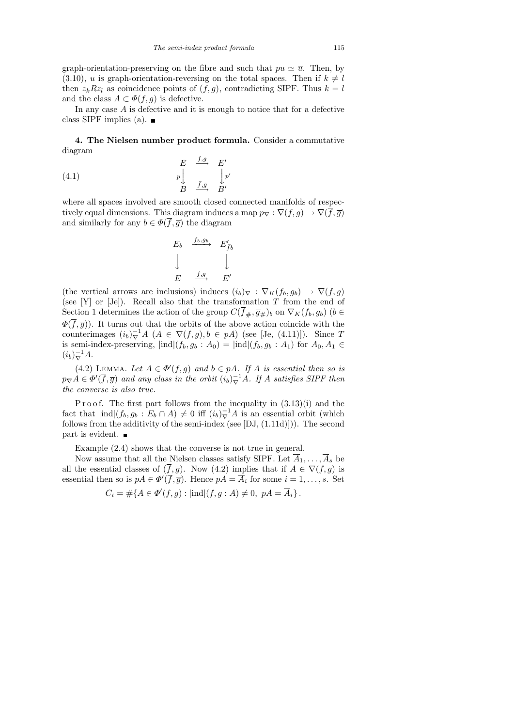graph-orientation-preserving on the fibre and such that $pu \simeq \overline{u}$. Then, by (3.10), $u$ is graph-orientation-reversing on the total spaces. Then if $k \neq l$ then $z_k R z_l$ as coincidence points of $(f,g)$, contradicting SIPF. Thus $k = l$ and the class $A \subset \Phi(f,g)$ is defective.

In any case $A$ is defective and it is enough to notice that for a defective class SIPF implies (a). ∎

**4. The Nielsen number product formula.** Consider a commutative diagram

$$\begin{array}{ccc} E & \xrightarrow{f,g} & E' \\ {\scriptstyle p}\big\downarrow & & \big\downarrow{\scriptstyle p'} \\ B & \xrightarrow{\bar{f},\bar{g}} & B' \end{array} \tag{4.1}$$

where all spaces involved are smooth closed connected manifolds of respectively equal dimensions. This diagram induces a map $p_\nabla : \nabla(f,g) \to \nabla(\overline{f},\overline{g})$ and similarly for any $b \in \Phi(\overline{f},\overline{g})$ the diagram

$$\begin{array}{ccc} E_b & \xrightarrow{f_b,g_b} & E'_{\bar{f}b} \\ \big\downarrow & & \big\downarrow \\ E & \xrightarrow{f,g} & E' \end{array}$$

(the vertical arrows are inclusions) induces $(i_b)_\nabla : \nabla_K(f_b,g_b) \to \nabla(f,g)$ (see [Y] or [Je]). Recall also that the transformation $T$ from the end of Section 1 determines the action of the group $C(\overline{f}_\#,\overline{g}_\#)_b$ on $\nabla_K(f_b,g_b)$ ($b \in \Phi(\overline{f},\overline{g})$). It turns out that the orbits of the above action coincide with the counterimages $(i_b)_\nabla^{-1} A$ ($A \in \nabla(f,g), b \in pA$) (see [Je, (4.11)]). Since $T$ is semi-index-preserving, $|\mathrm{ind}|(f_b,g_b : A_0) = |\mathrm{ind}|(f_b,g_b : A_1)$ for $A_0, A_1 \in (i_b)_\nabla^{-1} A$.

(4.2) Lemma. *Let $A \in \Phi'(f,g)$ and $b \in pA$. If $A$ is essential then so is $p_\nabla A \in \Phi'(\overline{f},\overline{g})$ and any class in the orbit $(i_b)_\nabla^{-1} A$. If $A$ satisfies SIPF then the converse is also true.*

Proof. The first part follows from the inequality in (3.13)(i) and the fact that $|\mathrm{ind}|(f_b,g_b : E_b \cap A) \neq 0$ iff $(i_b)_\nabla^{-1} A$ is an essential orbit (which follows from the additivity of the semi-index (see [DJ, (1.11d)])). The second part is evident. ∎

Example (2.4) shows that the converse is not true in general.

Now assume that all the Nielsen classes satisfy SIPF. Let $\overline{A}_1, \ldots, \overline{A}_s$ be all the essential classes of $(\overline{f},\overline{g})$. Now (4.2) implies that if $A \in \nabla(f,g)$ is essential then so is $pA \in \Phi'(\overline{f},\overline{g})$. Hence $pA = \overline{A}_i$ for some $i = 1, \ldots, s$. Set

$$C_i = \#\{A \in \Phi'(f,g) : |\mathrm{ind}|(f,g : A) \neq 0,\ pA = \overline{A}_i\}.$$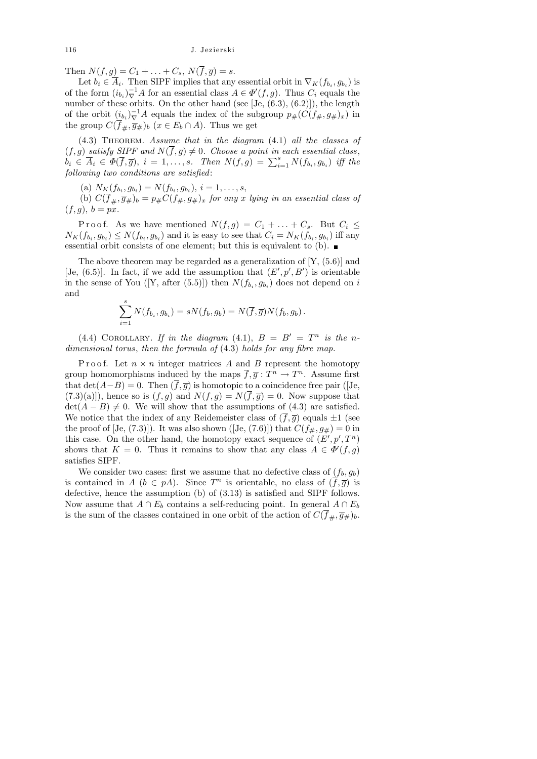Then $N(f,g) = C_1 + \ldots + C_s$, $N(\overline{f},\overline{g}) = s$.

Let $b_i \in \overline{A}_i$. Then SIPF implies that any essential orbit in $\nabla_K(f_{b_i}, g_{b_i})$ is of the form $(i_{b_i})_\nabla^{-1} A$ for an essential class $A \in \Phi'(f,g)$. Thus $C_i$ equals the number of these orbits. On the other hand (see [Je, (6.3), (6.2)]), the length of the orbit $(i_{b_i})_\nabla^{-1} A$ equals the index of the subgroup $p_\#(C(f_\#, g_\#)_x)$ in the group $C(\overline{f}_\#, \overline{g}_\#)_b$ ($x \in E_b \cap A$). Thus we get

(4.3) Theorem. *Assume that in the diagram* (4.1) *all the classes of* $(f,g)$ *satisfy SIPF and* $N(\overline{f},\overline{g}) \neq 0$. *Choose a point in each essential class*, $b_i \in \overline{A}_i \in \Phi(\overline{f},\overline{g})$, $i = 1,\ldots,s$. *Then* $N(f,g) = \sum_{i=1}^s N(f_{b_i}, g_{b_i})$ *iff the following two conditions are satisfied*:

(a) $N_K(f_{b_i}, g_{b_i}) = N(f_{b_i}, g_{b_i})$, $i = 1,\ldots,s$,

(b) $C(\overline{f}_\#, \overline{g}_\#)_b = p_\# C(f_\#, g_\#)_x$ *for any* $x$ *lying in an essential class of* $(f,g)$, $b = px$.

Proof. As we have mentioned $N(f,g) = C_1 + \ldots + C_s$. But $C_i \leq N_K(f_{b_i}, g_{b_i}) \leq N(f_{b_i}, g_{b_i})$ and it is easy to see that $C_i = N_K(f_{b_i}, g_{b_i})$ iff any essential orbit consists of one element; but this is equivalent to (b). ∎

The above theorem may be regarded as a generalization of [Y, (5.6)] and [Je, (6.5)]. In fact, if we add the assumption that $(E', p', B')$ is orientable in the sense of You ([Y, after (5.5)]) then $N(f_{b_i}, g_{b_i})$ does not depend on $i$ and

$$\sum_{i=1}^s N(f_{b_i}, g_{b_i}) = sN(f_b, g_b) = N(\overline{f},\overline{g}) N(f_b, g_b)\,.$$

(4.4) Corollary. *If in the diagram* (4.1), $B = B' = T^n$ *is the* $n$-*dimensional torus*, *then the formula of* (4.3) *holds for any fibre map.*

Proof. Let $n \times n$ integer matrices $A$ and $B$ represent the homotopy group homomorphisms induced by the maps $\overline{f}, \overline{g} : T^n \to T^n$. Assume first that $\det(A - B) = 0$. Then $(\overline{f},\overline{g})$ is homotopic to a coincidence free pair ([Je, (7.3)(a)]), hence so is $(f,g)$ and $N(f,g) = N(\overline{f},\overline{g}) = 0$. Now suppose that $\det(A-B) \neq 0$. We will show that the assumptions of (4.3) are satisfied. We notice that the index of any Reidemeister class of $(\overline{f},\overline{g})$ equals $\pm 1$ (see the proof of [Je, (7.3)]). It was also shown ([Je, (7.6)]) that $C(f_\#, g_\#) = 0$ in this case. On the other hand, the homotopy exact sequence of $(E', p', T^n)$ shows that $K = 0$. Thus it remains to show that any class $A \in \Phi'(f,g)$ satisfies SIPF.

We consider two cases: first we assume that no defective class of $(f_b, g_b)$ is contained in $A$ ($b \in pA$). Since $T^n$ is orientable, no class of $(\overline{f},\overline{g})$ is defective, hence the assumption (b) of (3.13) is satisfied and SIPF follows. Now assume that $A \cap E_b$ contains a self-reducing point. In general $A \cap E_b$ is the sum of the classes contained in one orbit of the action of $C(\overline{f}_\#, \overline{g}_\#)_b$.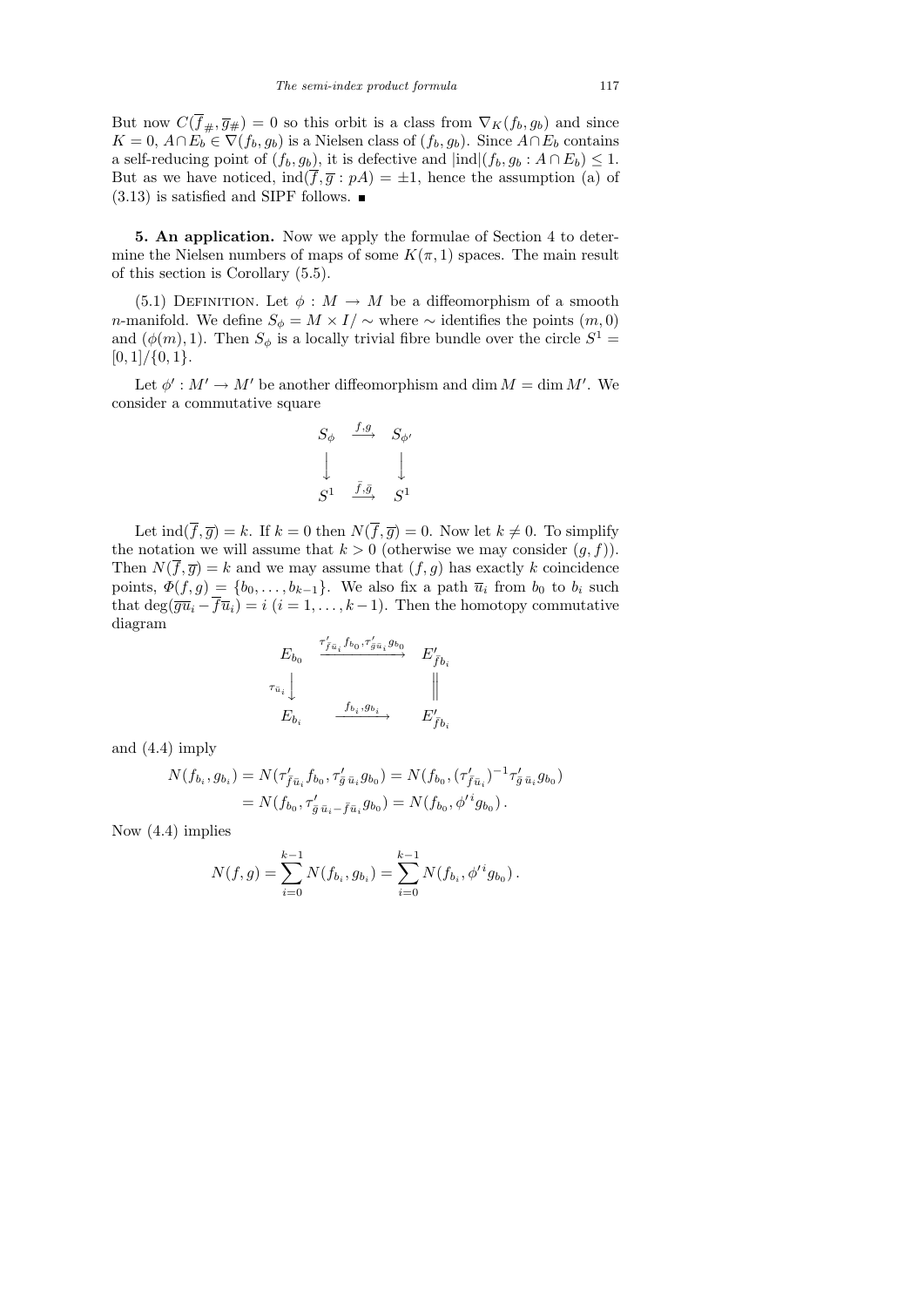But now $C(\overline{f}_{\#}, \overline{g}_{\#}) = 0$ so this orbit is a class from $\nabla_K(f_b, g_b)$ and since $K = 0$, $A \cap E_b \in \nabla(f_b, g_b)$ is a Nielsen class of $(f_b, g_b)$. Since $A \cap E_b$ contains a self-reducing point of $(f_b, g_b)$, it is defective and $|\mathrm{ind}|(f_b, g_b : A \cap E_b) \leq 1$. But as we have noticed, $\mathrm{ind}(\overline{f}, \overline{g} : pA) = \pm 1$, hence the assumption (a) of (3.13) is satisfied and SIPF follows. ∎

**5. An application.** Now we apply the formulae of Section 4 to determine the Nielsen numbers of maps of some $K(\pi, 1)$ spaces. The main result of this section is Corollary (5.5).

(5.1) Definition. Let $\phi : M \to M$ be a diffeomorphism of a smooth $n$-manifold. We define $S_\phi = M \times I/\sim$ where $\sim$ identifies the points $(m, 0)$ and $(\phi(m), 1)$. Then $S_\phi$ is a locally trivial fibre bundle over the circle $S^1 = [0,1]/\{0,1\}$.

Let $\phi' : M' \to M'$ be another diffeomorphism and $\dim M = \dim M'$. We consider a commutative square

$$\begin{array}{ccc} S_\phi & \xrightarrow{f,g} & S_{\phi'} \\ \big\downarrow & & \big\downarrow \\ S^1 & \xrightarrow{\bar{f},\bar{g}} & S^1 \end{array}$$

Let $\mathrm{ind}(\overline{f}, \overline{g}) = k$. If $k = 0$ then $N(\overline{f}, \overline{g}) = 0$. Now let $k \neq 0$. To simplify the notation we will assume that $k > 0$ (otherwise we may consider $(g, f)$). Then $N(\overline{f}, \overline{g}) = k$ and we may assume that $(f, g)$ has exactly $k$ coincidence points, $\Phi(f, g) = \{b_0, \ldots, b_{k-1}\}$. We also fix a path $\overline{u}_i$ from $b_0$ to $b_i$ such that $\deg(\overline{g}\overline{u}_i - \overline{f}\overline{u}_i) = i$ $(i = 1, \ldots, k-1)$. Then the homotopy commutative diagram

$$\begin{array}{ccc} E_{b_0} & \xrightarrow{\tau'_{\bar{f}\bar{u}_i} f_{b_0},\, \tau'_{\bar{g}\bar{u}_i} g_{b_0}} & E'_{\bar{f}b_i} \\ {\scriptstyle \tau_{\bar{u}_i}}\big\downarrow & & \big\| \\ E_{b_i} & \xrightarrow{f_{b_i},\, g_{b_i}} & E'_{\bar{f}b_i} \end{array}$$

and (4.4) imply

$$\begin{aligned} N(f_{b_i}, g_{b_i}) &= N(\tau'_{\bar{f}\bar{u}_i} f_{b_0}, \tau'_{\bar{g}\,\bar{u}_i} g_{b_0}) = N(f_{b_0}, (\tau'_{\bar{f}\bar{u}_i})^{-1} \tau'_{\bar{g}\,\bar{u}_i} g_{b_0}) \\ &= N(f_{b_0}, \tau'_{\bar{g}\,\bar{u}_i - \bar{f}\bar{u}_i} g_{b_0}) = N(f_{b_0}, {\phi'}^i g_{b_0}) \,. \end{aligned}$$

Now (4.4) implies

$$N(f, g) = \sum_{i=0}^{k-1} N(f_{b_i}, g_{b_i}) = \sum_{i=0}^{k-1} N(f_{b_i}, {\phi'}^i g_{b_0}) \,.$$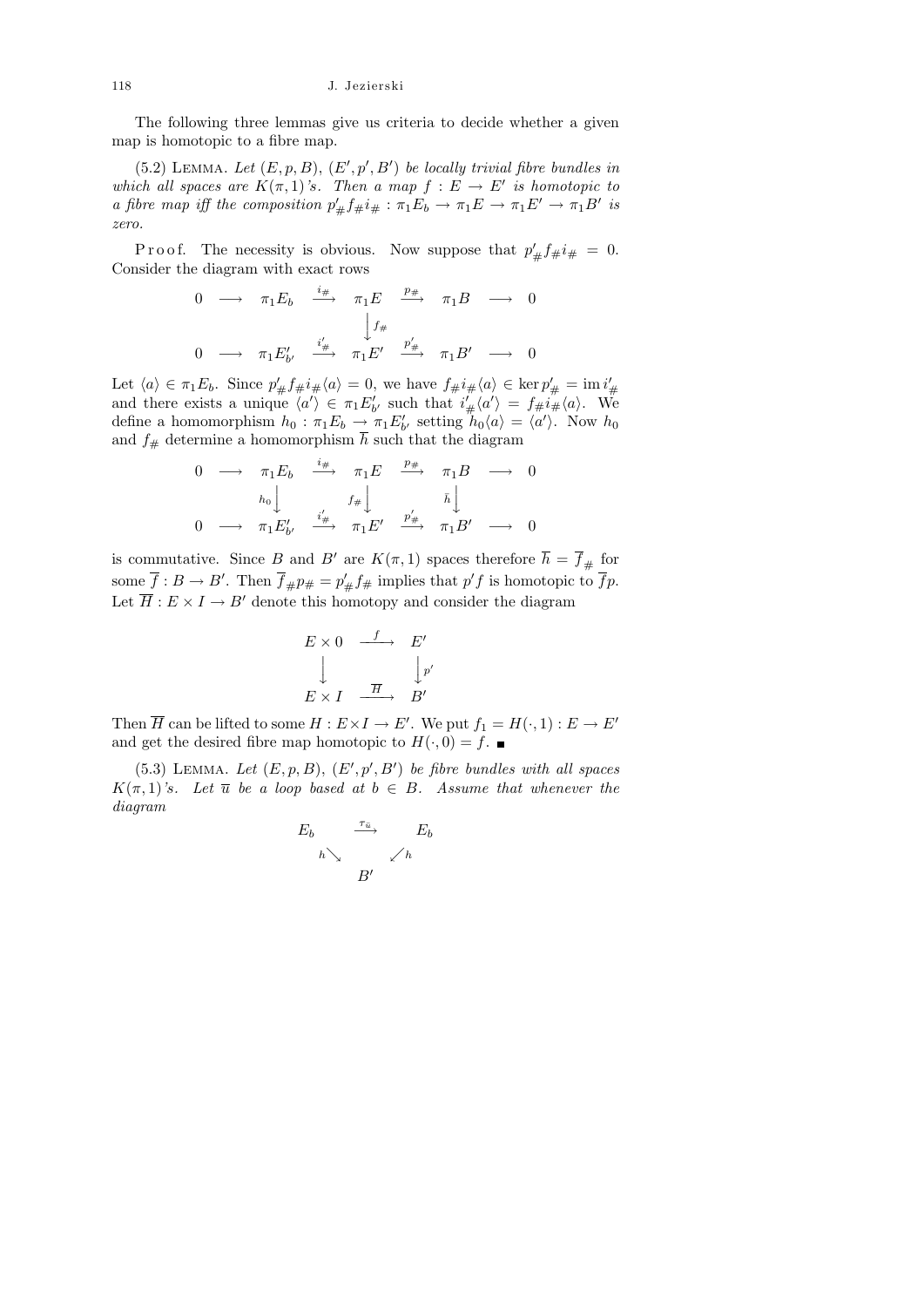The following three lemmas give us criteria to decide whether a given map is homotopic to a fibre map.

(5.2) LEMMA. *Let $(E, p, B)$, $(E', p', B')$ be locally trivial fibre bundles in which all spaces are $K(\pi, 1)$'s. Then a map $f : E \to E'$ is homotopic to a fibre map iff the composition $p'_\# f_\# i_\# : \pi_1 E_b \to \pi_1 E \to \pi_1 E' \to \pi_1 B'$ is zero.*

Proof. The necessity is obvious. Now suppose that $p'_\# f_\# i_\# = 0$. Consider the diagram with exact rows

$$\begin{array}{ccccccccc}
0 & \longrightarrow & \pi_1 E_b & \xrightarrow{i_\#} & \pi_1 E & \xrightarrow{p_\#} & \pi_1 B & \longrightarrow & 0 \\
 & & & & \big\downarrow{\scriptstyle f_\#} & & & & \\
0 & \longrightarrow & \pi_1 E'_{b'} & \xrightarrow{i'_\#} & \pi_1 E' & \xrightarrow{p'_\#} & \pi_1 B' & \longrightarrow & 0
\end{array}$$

Let $\langle a \rangle \in \pi_1 E_b$. Since $p'_\# f_\# i_\# \langle a \rangle = 0$, we have $f_\# i_\# \langle a \rangle \in \ker p'_\# = \operatorname{im} i'_\#$ and there exists a unique $\langle a' \rangle \in \pi_1 E'_{b'}$ such that $i'_\# \langle a' \rangle = f_\# i_\# \langle a \rangle$. We define a homomorphism $h_0 : \pi_1 E_b \to \pi_1 E'_{b'}$ setting $h_0 \langle a \rangle = \langle a' \rangle$. Now $h_0$ and $f_\#$ determine a homomorphism $\overline{h}$ such that the diagram

$$\begin{array}{ccccccccc}
0 & \longrightarrow & \pi_1 E_b & \xrightarrow{i_\#} & \pi_1 E & \xrightarrow{p_\#} & \pi_1 B & \longrightarrow & 0 \\
 & & {\scriptstyle h_0}\big\downarrow & & {\scriptstyle f_\#}\big\downarrow & & {\scriptstyle \bar{h}}\big\downarrow & & \\
0 & \longrightarrow & \pi_1 E'_{b'} & \xrightarrow{i'_\#} & \pi_1 E' & \xrightarrow{p'_\#} & \pi_1 B' & \longrightarrow & 0
\end{array}$$

is commutative. Since $B$ and $B'$ are $K(\pi, 1)$ spaces therefore $\overline{h} = \overline{f}_\#$ for some $\overline{f} : B \to B'$. Then $\overline{f}_\# p_\# = p'_\# f_\#$ implies that $p' f$ is homotopic to $\overline{f} p$. Let $\overline{H} : E \times I \to B'$ denote this homotopy and consider the diagram

$$\begin{array}{ccc}
E \times 0 & \xrightarrow{f} & E' \\
\big\downarrow & & \big\downarrow{\scriptstyle p'} \\
E \times I & \xrightarrow{\overline{H}} & B'
\end{array}$$

Then $\overline{H}$ can be lifted to some $H : E \times I \to E'$. We put $f_1 = H(\cdot, 1) : E \to E'$ and get the desired fibre map homotopic to $H(\cdot, 0) = f$. ∎

(5.3) LEMMA. *Let $(E, p, B)$, $(E', p', B')$ be fibre bundles with all spaces $K(\pi, 1)$'s. Let $\overline{u}$ be a loop based at $b \in B$. Assume that whenever the diagram*

$$\begin{array}{ccc}
E_b & \xrightarrow{\tau_{\bar{u}}} & E_b \\
 & {\scriptstyle h}\searrow \quad \swarrow{\scriptstyle h} & \\
 & B' &
\end{array}$$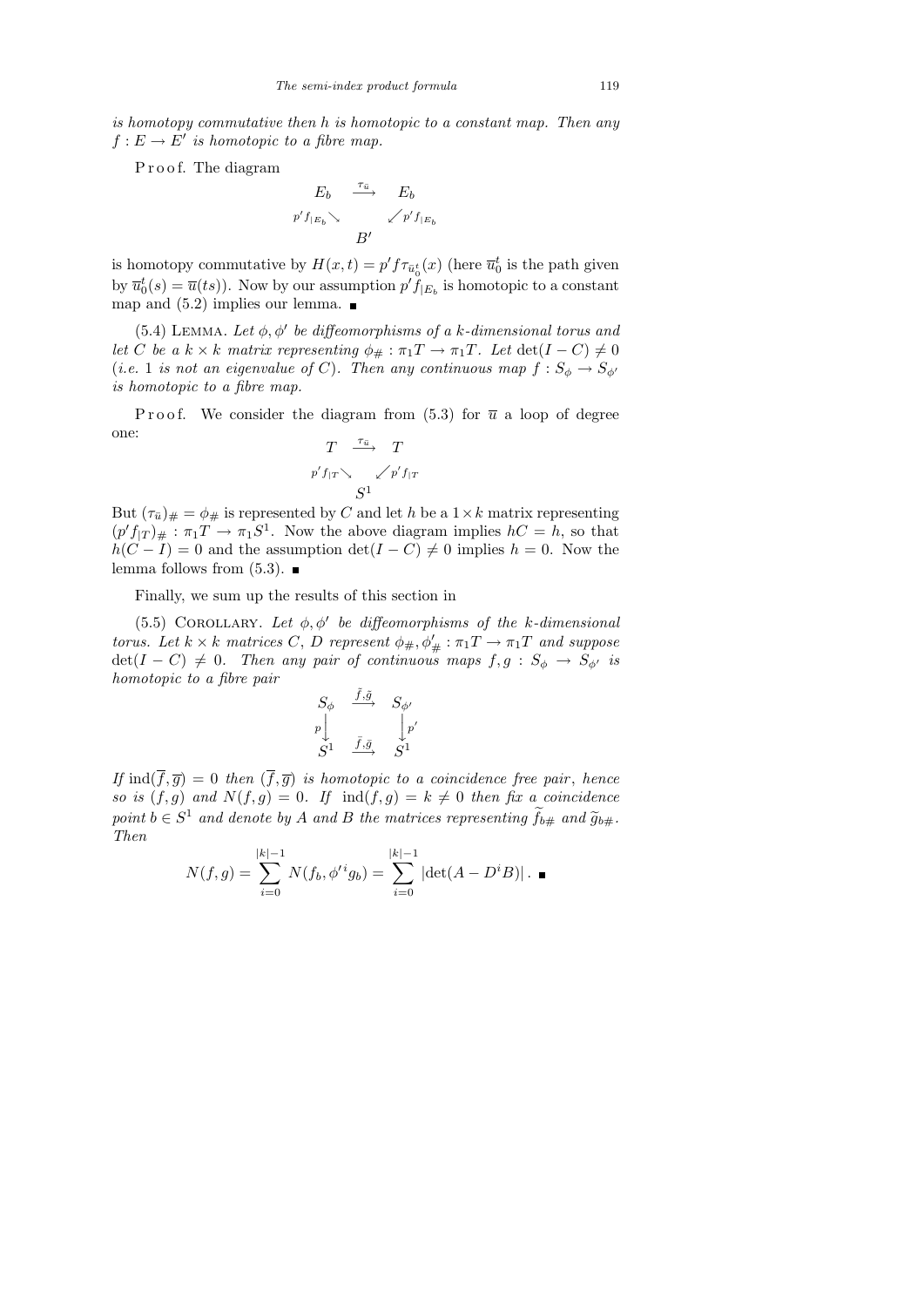*is homotopy commutative then $h$ is homotopic to a constant map. Then any $f : E \to E'$ is homotopic to a fibre map.*

Proof. The diagram

$$\begin{array}{ccc} E_b & \xrightarrow{\tau_{\bar{u}}} & E_b \\ & {\scriptstyle p'f_{|E_b}}\searrow \quad \swarrow{\scriptstyle p'f_{|E_b}} & \\ & B' & \end{array}$$

is homotopy commutative by $H(x,t) = p'f\tau_{\bar{u}_0^t}(x)$ (here $\overline{u}_0^t$ is the path given by $\overline{u}_0^t(s) = \overline{u}(ts)$). Now by our assumption $p'f_{|E_b}$ is homotopic to a constant map and (5.2) implies our lemma. ∎

(5.4) Lemma. *Let $\phi, \phi'$ be diffeomorphisms of a $k$-dimensional torus and let $C$ be a $k \times k$ matrix representing $\phi_\# : \pi_1 T \to \pi_1 T$. Let $\det(I - C) \neq 0$ (i.e. 1 is not an eigenvalue of $C$). Then any continuous map $f : S_\phi \to S_{\phi'}$ is homotopic to a fibre map.*

Proof. We consider the diagram from (5.3) for $\overline{u}$ a loop of degree one:

$$\begin{array}{ccc} T & \xrightarrow{\tau_{\bar{u}}} & T \\ & {\scriptstyle p'f_{|T}}\searrow \quad \swarrow{\scriptstyle p'f_{|T}} & \\ & S^1 & \end{array}$$

But $(\tau_{\bar{u}})_\# = \phi_\#$ is represented by $C$ and let $h$ be a $1 \times k$ matrix representing $(p'f_{|T})_\# : \pi_1 T \to \pi_1 S^1$. Now the above diagram implies $hC = h$, so that $h(C - I) = 0$ and the assumption $\det(I - C) \neq 0$ implies $h = 0$. Now the lemma follows from (5.3). ∎

Finally, we sum up the results of this section in

(5.5) Corollary. *Let $\phi, \phi'$ be diffeomorphisms of the $k$-dimensional torus. Let $k \times k$ matrices $C$, $D$ represent $\phi_\#, \phi'_\# : \pi_1 T \to \pi_1 T$ and suppose $\det(I - C) \neq 0$. Then any pair of continuous maps $f, g : S_\phi \to S_{\phi'}$ is homotopic to a fibre pair*

$$\begin{array}{ccc} S_\phi & \xrightarrow{\bar{f},\bar{g}} & S_{\phi'} \\ {\scriptstyle p}\downarrow & & \downarrow{\scriptstyle p'} \\ S^1 & \xrightarrow{\bar{f},\bar{g}} & S^1 \end{array}$$

*If $\operatorname{ind}(\overline{f}, \overline{g}) = 0$ then $(\overline{f}, \overline{g})$ is homotopic to a coincidence free pair, hence so is $(f, g)$ and $N(f, g) = 0$. If $\operatorname{ind}(f, g) = k \neq 0$ then fix a coincidence point $b \in S^1$ and denote by $A$ and $B$ the matrices representing $\widetilde{f}_{b\#}$ and $\widetilde{g}_{b\#}$. Then*

$$N(f,g) = \sum_{i=0}^{|k|-1} N(f_b, {\phi'}^i g_b) = \sum_{i=0}^{|k|-1} |\det(A - D^i B)| \,. \quad \blacksquare$$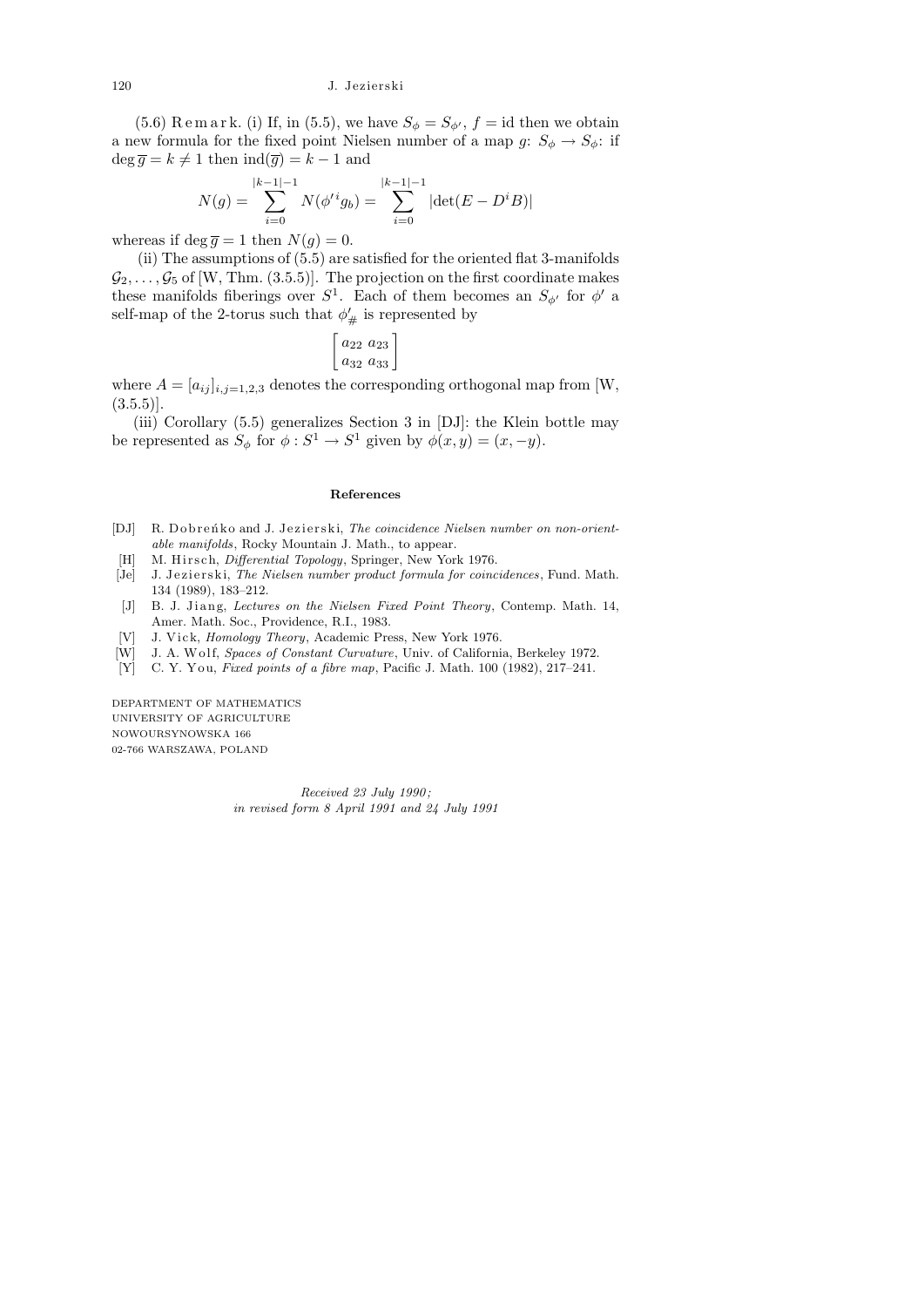(5.6) Remark. (i) If, in (5.5), we have $S_\phi = S_{\phi'}$, $f = \mathrm{id}$ then we obtain a new formula for the fixed point Nielsen number of a map $g$: $S_\phi \to S_\phi$: if $\deg \overline{g} = k \neq 1$ then $\mathrm{ind}(\overline{g}) = k - 1$ and

$$N(g) = \sum_{i=0}^{|k-1|-1} N({\phi'}^i g_b) = \sum_{i=0}^{|k-1|-1} |\det(E - D^i B)|$$

whereas if $\deg \overline{g} = 1$ then $N(g) = 0$.

(ii) The assumptions of (5.5) are satisfied for the oriented flat 3-manifolds $\mathcal{G}_2, \ldots, \mathcal{G}_5$ of [W, Thm. (3.5.5)]. The projection on the first coordinate makes these manifolds fiberings over $S^1$. Each of them becomes an $S_{\phi'}$ for $\phi'$ a self-map of the 2-torus such that $\phi'_\#$ is represented by

$$\begin{bmatrix} a_{22} & a_{23} \\ a_{32} & a_{33} \end{bmatrix}$$

where $A = [a_{ij}]_{i,j=1,2,3}$ denotes the corresponding orthogonal map from [W, (3.5.5)].

(iii) Corollary (5.5) generalizes Section 3 in [DJ]: the Klein bottle may be represented as $S_\phi$ for $\phi : S^1 \to S^1$ given by $\phi(x, y) = (x, -y)$.

## References

- [DJ] R. Dobreńko and J. Jezierski, *The coincidence Nielsen number on non-orientable manifolds*, Rocky Mountain J. Math., to appear.
- [H] M. Hirsch, *Differential Topology*, Springer, New York 1976.
- [Je] J. Jezierski, *The Nielsen number product formula for coincidences*, Fund. Math. 134 (1989), 183–212.
- [J] B. J. Jiang, *Lectures on the Nielsen Fixed Point Theory*, Contemp. Math. 14, Amer. Math. Soc., Providence, R.I., 1983.
- [V] J. Vick, *Homology Theory*, Academic Press, New York 1976.
- [W] J. A. Wolf, *Spaces of Constant Curvature*, Univ. of California, Berkeley 1972.
- [Y] C. Y. You, *Fixed points of a fibre map*, Pacific J. Math. 100 (1982), 217–241.

DEPARTMENT OF MATHEMATICS
UNIVERSITY OF AGRICULTURE
NOWOURSYNOWSKA 166
02-766 WARSZAWA, POLAND

*Received 23 July 1990;*
*in revised form 8 April 1991 and 24 July 1991*